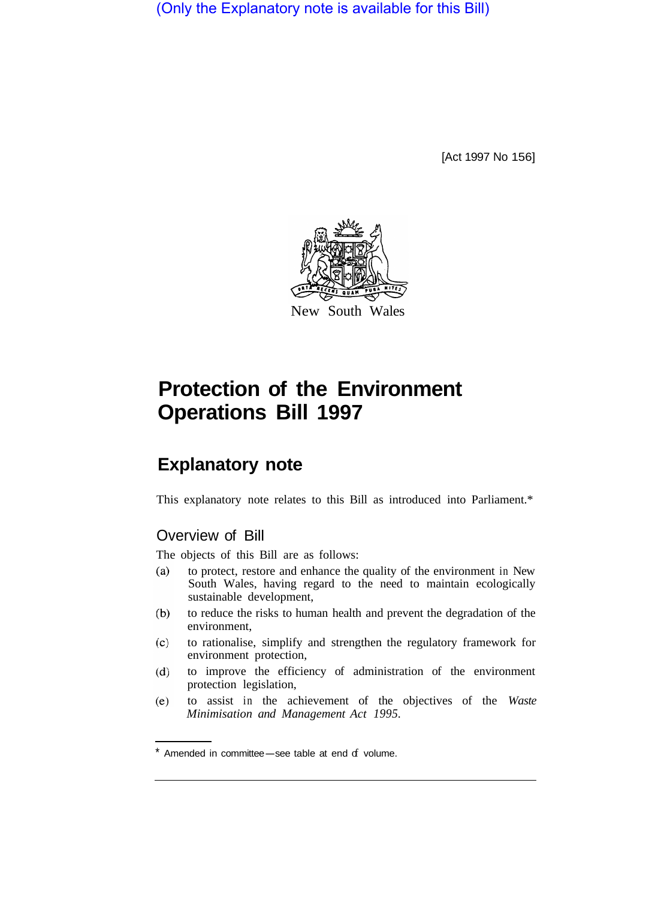(Only the Explanatory note is available for this Bill)

[Act 1997 No 156]

New South Wales

# Protection of the Environment Operations Bill 1997

## Explanatory note

This explanatory note relates to this Bill as introduced into Parliament.*

### Overview of Bill

The objects of this Bill are as follows:

(a) to protect, restore and enhance the quality of the environment in New South Wales, having regard to the need to maintain ecologically sustainable development,

(b) to reduce the risks to human health and prevent the degradation of the environment,

(c) to rationalise, simplify and strengthen the regulatory framework for environment protection,

(d) to improve the efficiency of administration of the environment protection legislation,

(e) to assist in the achievement of the objectives of the *Waste Minimisation and Management Act 1995*.

* Amended in committee—see table at end of volume.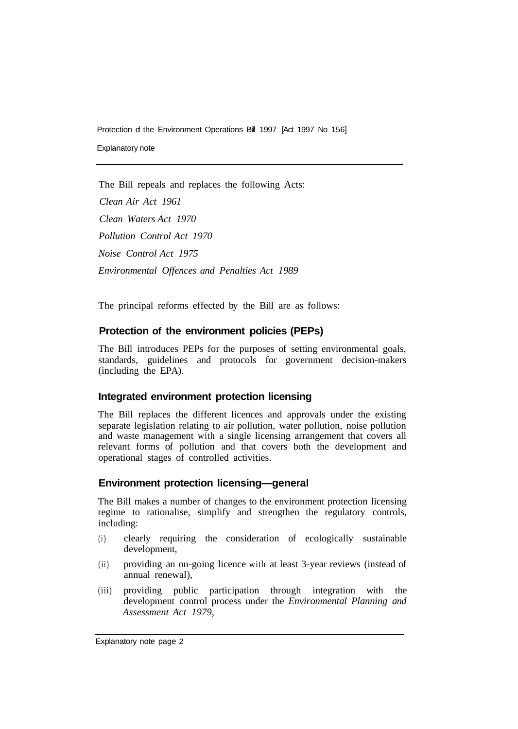The Bill repeals and replaces the following Acts:

*Clean Air Act 1961*

*Clean Waters Act 1970*

*Pollution Control Act 1970*

*Noise Control Act 1975*

*Environmental Offences and Penalties Act 1989*

The principal reforms effected by the Bill are as follows:

## Protection of the environment policies (PEPs)

The Bill introduces PEPs for the purposes of setting environmental goals, standards, guidelines and protocols for government decision-makers (including the EPA).

## Integrated environment protection licensing

The Bill replaces the different licences and approvals under the existing separate legislation relating to air pollution, water pollution, noise pollution and waste management with a single licensing arrangement that covers all relevant forms of pollution and that covers both the development and operational stages of controlled activities.

## Environment protection licensing—general

The Bill makes a number of changes to the environment protection licensing regime to rationalise, simplify and strengthen the regulatory controls, including:

(i) clearly requiring the consideration of ecologically sustainable development,

(ii) providing an on-going licence with at least 3-year reviews (instead of annual renewal),

(iii) providing public participation through integration with the development control process under the *Environmental Planning and Assessment Act 1979*,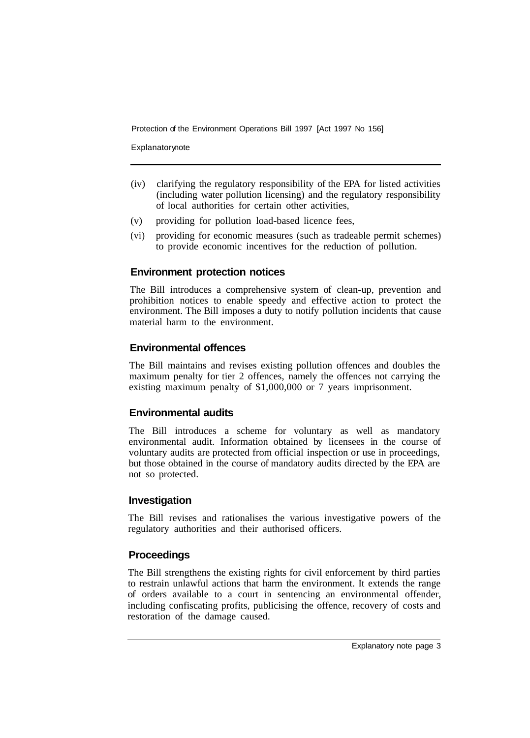(iv) clarifying the regulatory responsibility of the EPA for listed activities (including water pollution licensing) and the regulatory responsibility of local authorities for certain other activities,

(v) providing for pollution load-based licence fees,

(vi) providing for economic measures (such as tradeable permit schemes) to provide economic incentives for the reduction of pollution.

## Environment protection notices

The Bill introduces a comprehensive system of clean-up, prevention and prohibition notices to enable speedy and effective action to protect the environment. The Bill imposes a duty to notify pollution incidents that cause material harm to the environment.

## Environmental offences

The Bill maintains and revises existing pollution offences and doubles the maximum penalty for tier 2 offences, namely the offences not carrying the existing maximum penalty of $1,000,000 or 7 years imprisonment.

## Environmental audits

The Bill introduces a scheme for voluntary as well as mandatory environmental audit. Information obtained by licensees in the course of voluntary audits are protected from official inspection or use in proceedings, but those obtained in the course of mandatory audits directed by the EPA are not so protected.

## Investigation

The Bill revises and rationalises the various investigative powers of the regulatory authorities and their authorised officers.

## Proceedings

The Bill strengthens the existing rights for civil enforcement by third parties to restrain unlawful actions that harm the environment. It extends the range of orders available to a court in sentencing an environmental offender, including confiscating profits, publicising the offence, recovery of costs and restoration of the damage caused.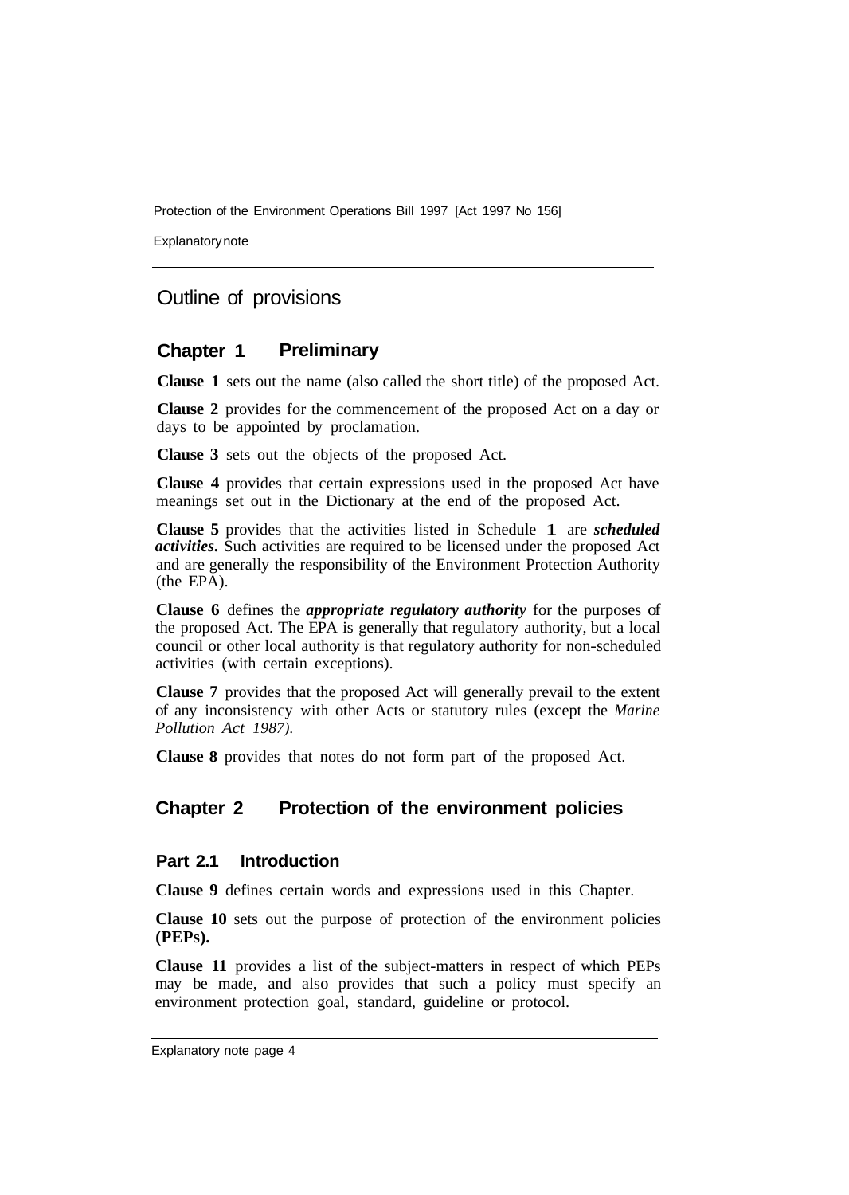## Outline of provisions

### Chapter 1 Preliminary

**Clause 1** sets out the name (also called the short title) of the proposed Act.

**Clause 2** provides for the commencement of the proposed Act on a day or days to be appointed by proclamation.

**Clause 3** sets out the objects of the proposed Act.

**Clause 4** provides that certain expressions used in the proposed Act have meanings set out in the Dictionary at the end of the proposed Act.

**Clause 5** provides that the activities listed in Schedule 1 are ***scheduled activities***. Such activities are required to be licensed under the proposed Act and are generally the responsibility of the Environment Protection Authority (the EPA).

**Clause 6** defines the ***appropriate regulatory authority*** for the purposes of the proposed Act. The EPA is generally that regulatory authority, but a local council or other local authority is that regulatory authority for non-scheduled activities (with certain exceptions).

**Clause 7** provides that the proposed Act will generally prevail to the extent of any inconsistency with other Acts or statutory rules (except the *Marine Pollution Act 1987).*

**Clause 8** provides that notes do not form part of the proposed Act.

### Chapter 2 Protection of the environment policies

#### Part 2.1 Introduction

**Clause 9** defines certain words and expressions used in this Chapter.

**Clause 10** sets out the purpose of protection of the environment policies **(PEPs).**

**Clause 11** provides a list of the subject-matters in respect of which PEPs may be made, and also provides that such a policy must specify an environment protection goal, standard, guideline or protocol.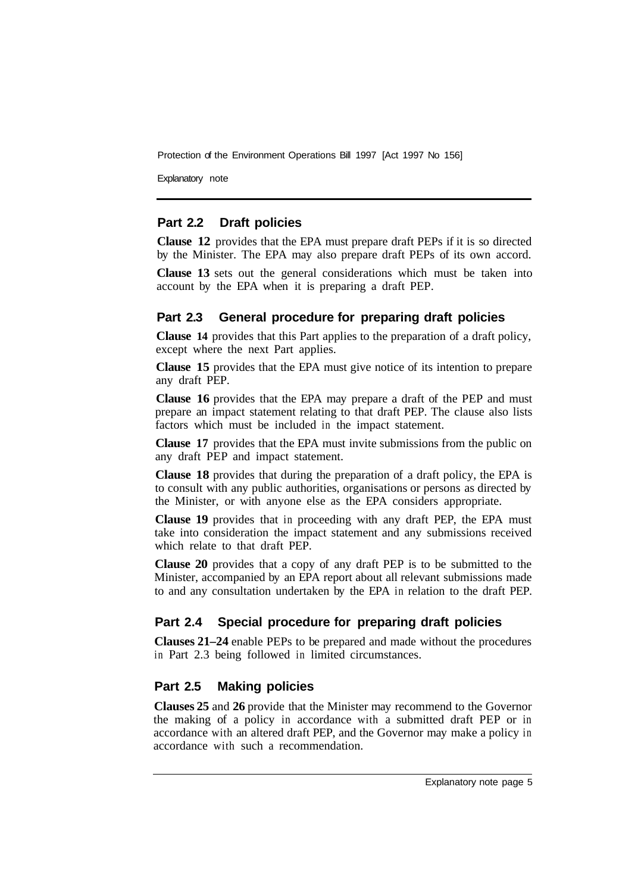## Part 2.2 Draft policies

**Clause 12** provides that the EPA must prepare draft PEPs if it is so directed by the Minister. The EPA may also prepare draft PEPs of its own accord.

**Clause 13** sets out the general considerations which must be taken into account by the EPA when it is preparing a draft PEP.

## Part 2.3 General procedure for preparing draft policies

**Clause 14** provides that this Part applies to the preparation of a draft policy, except where the next Part applies.

**Clause 15** provides that the EPA must give notice of its intention to prepare any draft PEP.

**Clause 16** provides that the EPA may prepare a draft of the PEP and must prepare an impact statement relating to that draft PEP. The clause also lists factors which must be included in the impact statement.

**Clause 17** provides that the EPA must invite submissions from the public on any draft PEP and impact statement.

**Clause 18** provides that during the preparation of a draft policy, the EPA is to consult with any public authorities, organisations or persons as directed by the Minister, or with anyone else as the EPA considers appropriate.

**Clause 19** provides that in proceeding with any draft PEP, the EPA must take into consideration the impact statement and any submissions received which relate to that draft PEP.

**Clause 20** provides that a copy of any draft PEP is to be submitted to the Minister, accompanied by an EPA report about all relevant submissions made to and any consultation undertaken by the EPA in relation to the draft PEP.

## Part 2.4 Special procedure for preparing draft policies

**Clauses 21–24** enable PEPs to be prepared and made without the procedures in Part 2.3 being followed in limited circumstances.

## Part 2.5 Making policies

**Clauses 25** and **26** provide that the Minister may recommend to the Governor the making of a policy in accordance with a submitted draft PEP or in accordance with an altered draft PEP, and the Governor may make a policy in accordance with such a recommendation.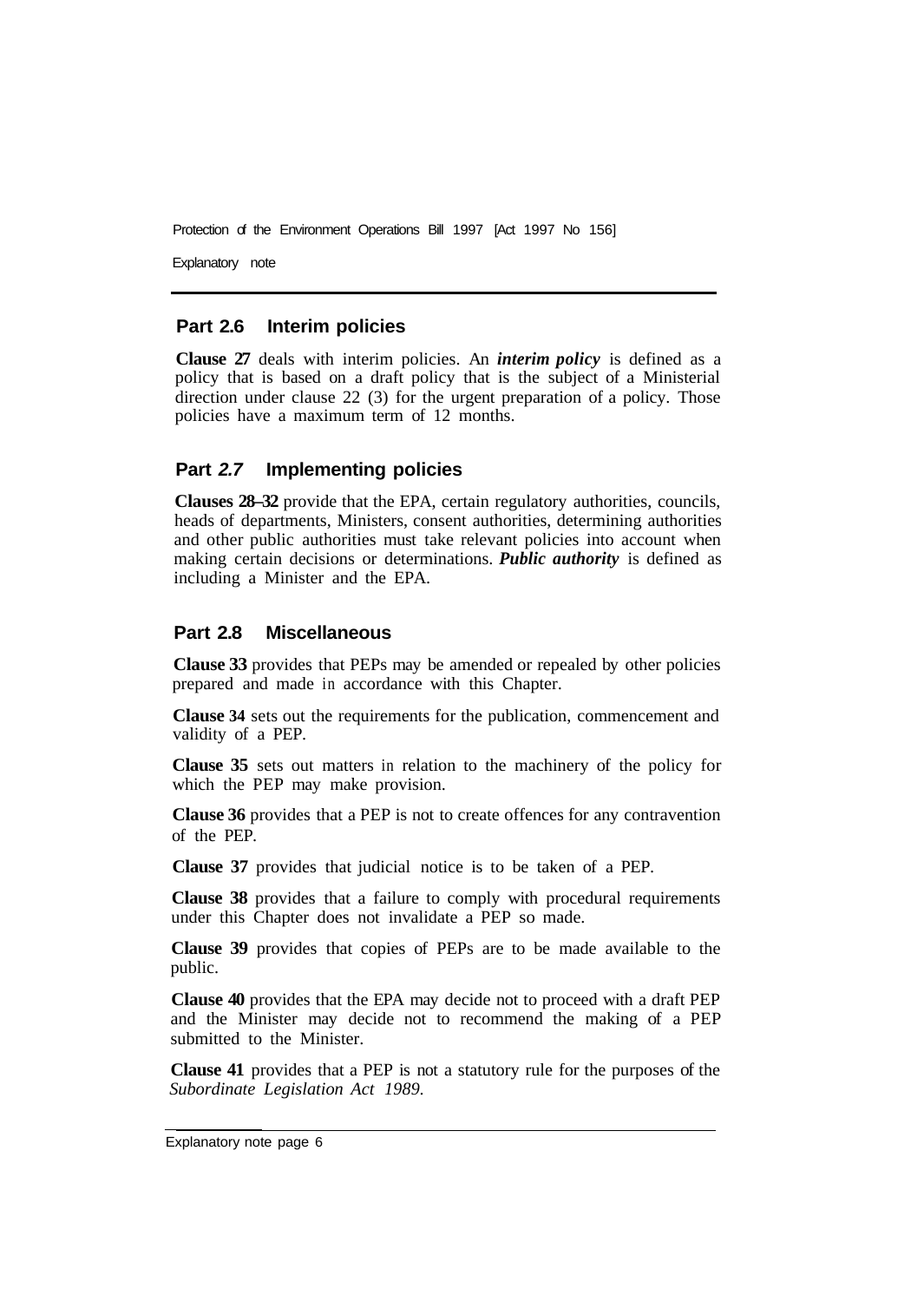## Part 2.6 Interim policies

**Clause 27** deals with interim policies. An ***interim policy*** is defined as a policy that is based on a draft policy that is the subject of a Ministerial direction under clause 22 (3) for the urgent preparation of a policy. Those policies have a maximum term of 12 months.

## Part 2.7 Implementing policies

**Clauses 28–32** provide that the EPA, certain regulatory authorities, councils, heads of departments, Ministers, consent authorities, determining authorities and other public authorities must take relevant policies into account when making certain decisions or determinations. ***Public authority*** is defined as including a Minister and the EPA.

## Part 2.8 Miscellaneous

**Clause 33** provides that PEPs may be amended or repealed by other policies prepared and made in accordance with this Chapter.

**Clause 34** sets out the requirements for the publication, commencement and validity of a PEP.

**Clause 35** sets out matters in relation to the machinery of the policy for which the PEP may make provision.

**Clause 36** provides that a PEP is not to create offences for any contravention of the PEP.

**Clause 37** provides that judicial notice is to be taken of a PEP.

**Clause 38** provides that a failure to comply with procedural requirements under this Chapter does not invalidate a PEP so made.

**Clause 39** provides that copies of PEPs are to be made available to the public.

**Clause 40** provides that the EPA may decide not to proceed with a draft PEP and the Minister may decide not to recommend the making of a PEP submitted to the Minister.

**Clause 41** provides that a PEP is not a statutory rule for the purposes of the *Subordinate Legislation Act 1989*.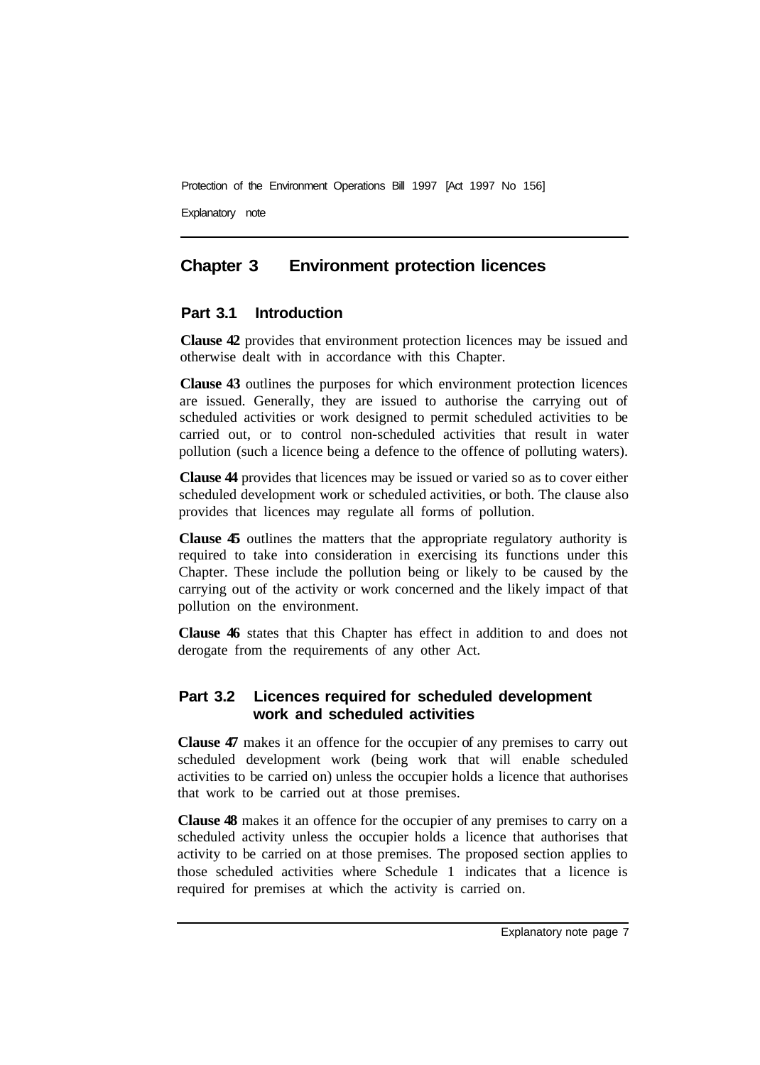## Chapter 3 Environment protection licences

### Part 3.1 Introduction

**Clause 42** provides that environment protection licences may be issued and otherwise dealt with in accordance with this Chapter.

**Clause 43** outlines the purposes for which environment protection licences are issued. Generally, they are issued to authorise the carrying out of scheduled activities or work designed to permit scheduled activities to be carried out, or to control non-scheduled activities that result in water pollution (such a licence being a defence to the offence of polluting waters).

**Clause 44** provides that licences may be issued or varied so as to cover either scheduled development work or scheduled activities, or both. The clause also provides that licences may regulate all forms of pollution.

**Clause 45** outlines the matters that the appropriate regulatory authority is required to take into consideration in exercising its functions under this Chapter. These include the pollution being or likely to be caused by the carrying out of the activity or work concerned and the likely impact of that pollution on the environment.

**Clause 46** states that this Chapter has effect in addition to and does not derogate from the requirements of any other Act.

### Part 3.2 Licences required for scheduled development work and scheduled activities

**Clause 47** makes it an offence for the occupier of any premises to carry out scheduled development work (being work that will enable scheduled activities to be carried on) unless the occupier holds a licence that authorises that work to be carried out at those premises.

**Clause 48** makes it an offence for the occupier of any premises to carry on a scheduled activity unless the occupier holds a licence that authorises that activity to be carried on at those premises. The proposed section applies to those scheduled activities where Schedule 1 indicates that a licence is required for premises at which the activity is carried on.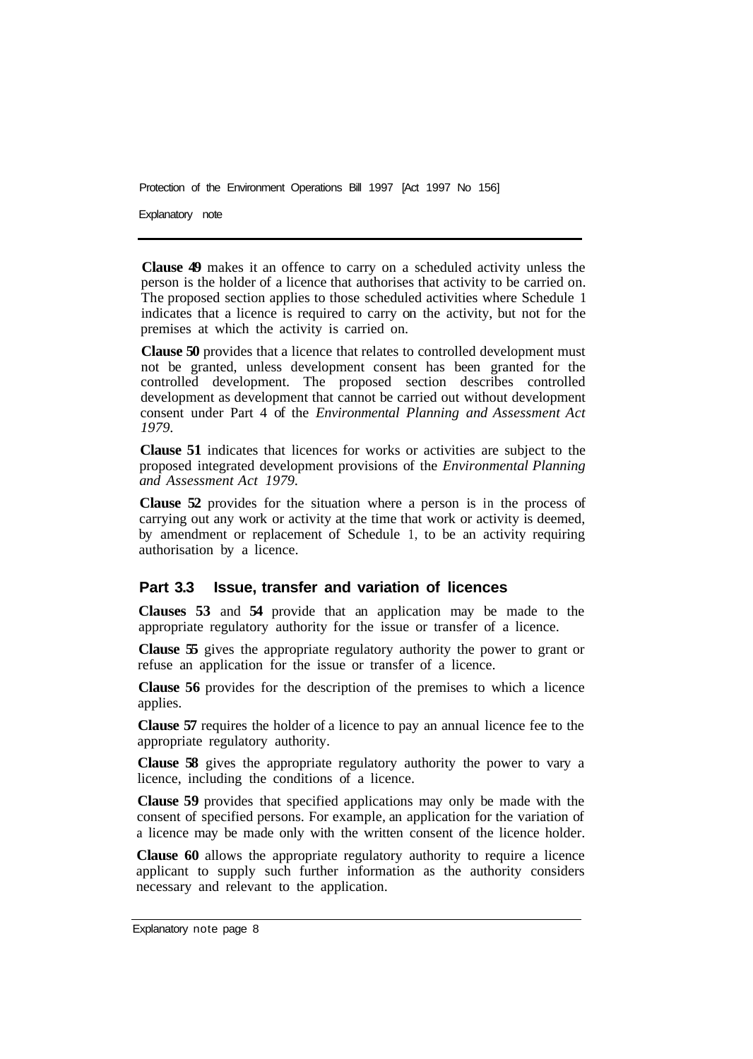**Clause 49** makes it an offence to carry on a scheduled activity unless the person is the holder of a licence that authorises that activity to be carried on. The proposed section applies to those scheduled activities where Schedule 1 indicates that a licence is required to carry on the activity, but not for the premises at which the activity is carried on.

**Clause 50** provides that a licence that relates to controlled development must not be granted, unless development consent has been granted for the controlled development. The proposed section describes controlled development as development that cannot be carried out without development consent under Part 4 of the *Environmental Planning and Assessment Act 1979.*

**Clause 51** indicates that licences for works or activities are subject to the proposed integrated development provisions of the *Environmental Planning and Assessment Act 1979.*

**Clause 52** provides for the situation where a person is in the process of carrying out any work or activity at the time that work or activity is deemed, by amendment or replacement of Schedule 1, to be an activity requiring authorisation by a licence.

## Part 3.3 Issue, transfer and variation of licences

**Clauses 53** and **54** provide that an application may be made to the appropriate regulatory authority for the issue or transfer of a licence.

**Clause 55** gives the appropriate regulatory authority the power to grant or refuse an application for the issue or transfer of a licence.

**Clause 56** provides for the description of the premises to which a licence applies.

**Clause 57** requires the holder of a licence to pay an annual licence fee to the appropriate regulatory authority.

**Clause 58** gives the appropriate regulatory authority the power to vary a licence, including the conditions of a licence.

**Clause 59** provides that specified applications may only be made with the consent of specified persons. For example, an application for the variation of a licence may be made only with the written consent of the licence holder.

**Clause 60** allows the appropriate regulatory authority to require a licence applicant to supply such further information as the authority considers necessary and relevant to the application.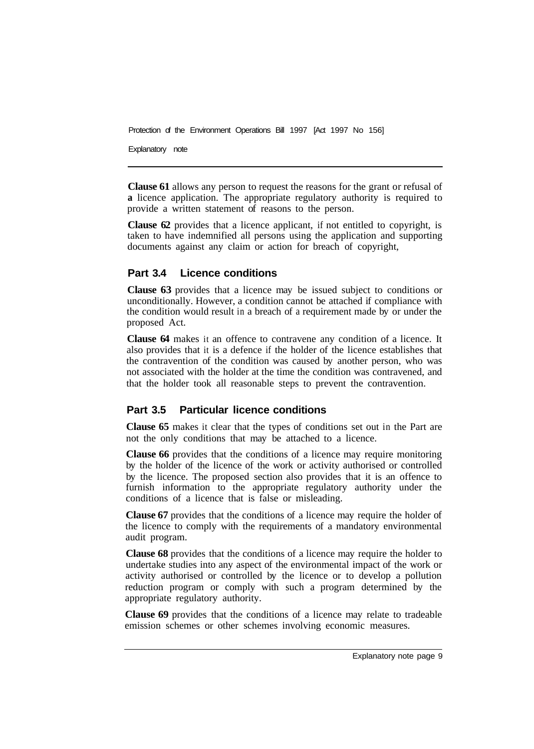**Clause 61** allows any person to request the reasons for the grant or refusal of **a** licence application. The appropriate regulatory authority is required to provide a written statement of reasons to the person.

**Clause 62** provides that a licence applicant, if not entitled to copyright, is taken to have indemnified all persons using the application and supporting documents against any claim or action for breach of copyright,

## Part 3.4 Licence conditions

**Clause 63** provides that a licence may be issued subject to conditions or unconditionally. However, a condition cannot be attached if compliance with the condition would result in a breach of a requirement made by or under the proposed Act.

**Clause 64** makes it an offence to contravene any condition of a licence. It also provides that it is a defence if the holder of the licence establishes that the contravention of the condition was caused by another person, who was not associated with the holder at the time the condition was contravened, and that the holder took all reasonable steps to prevent the contravention.

## Part 3.5 Particular licence conditions

**Clause 65** makes it clear that the types of conditions set out in the Part are not the only conditions that may be attached to a licence.

**Clause 66** provides that the conditions of a licence may require monitoring by the holder of the licence of the work or activity authorised or controlled by the licence. The proposed section also provides that it is an offence to furnish information to the appropriate regulatory authority under the conditions of a licence that is false or misleading.

**Clause 67** provides that the conditions of a licence may require the holder of the licence to comply with the requirements of a mandatory environmental audit program.

**Clause 68** provides that the conditions of a licence may require the holder to undertake studies into any aspect of the environmental impact of the work or activity authorised or controlled by the licence or to develop a pollution reduction program or comply with such a program determined by the appropriate regulatory authority.

**Clause 69** provides that the conditions of a licence may relate to tradeable emission schemes or other schemes involving economic measures.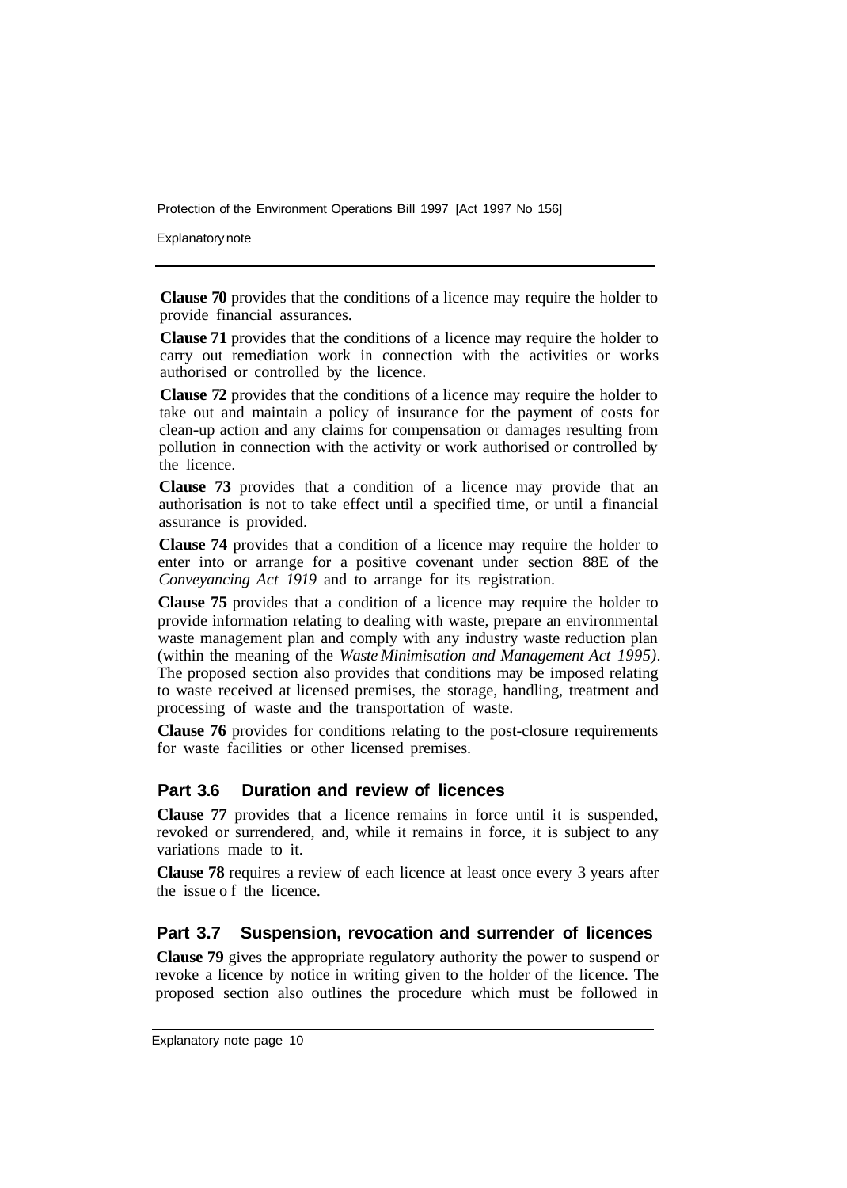**Clause 70** provides that the conditions of a licence may require the holder to provide financial assurances.

**Clause 71** provides that the conditions of a licence may require the holder to carry out remediation work in connection with the activities or works authorised or controlled by the licence.

**Clause 72** provides that the conditions of a licence may require the holder to take out and maintain a policy of insurance for the payment of costs for clean-up action and any claims for compensation or damages resulting from pollution in connection with the activity or work authorised or controlled by the licence.

**Clause 73** provides that a condition of a licence may provide that an authorisation is not to take effect until a specified time, or until a financial assurance is provided.

**Clause 74** provides that a condition of a licence may require the holder to enter into or arrange for a positive covenant under section 88E of the *Conveyancing Act 1919* and to arrange for its registration.

**Clause 75** provides that a condition of a licence may require the holder to provide information relating to dealing with waste, prepare an environmental waste management plan and comply with any industry waste reduction plan (within the meaning of the *Waste Minimisation and Management Act 1995)*. The proposed section also provides that conditions may be imposed relating to waste received at licensed premises, the storage, handling, treatment and processing of waste and the transportation of waste.

**Clause 76** provides for conditions relating to the post-closure requirements for waste facilities or other licensed premises.

## Part 3.6 Duration and review of licences

**Clause 77** provides that a licence remains in force until it is suspended, revoked or surrendered, and, while it remains in force, it is subject to any variations made to it.

**Clause 78** requires a review of each licence at least once every 3 years after the issue of the licence.

## Part 3.7 Suspension, revocation and surrender of licences

**Clause 79** gives the appropriate regulatory authority the power to suspend or revoke a licence by notice in writing given to the holder of the licence. The proposed section also outlines the procedure which must be followed in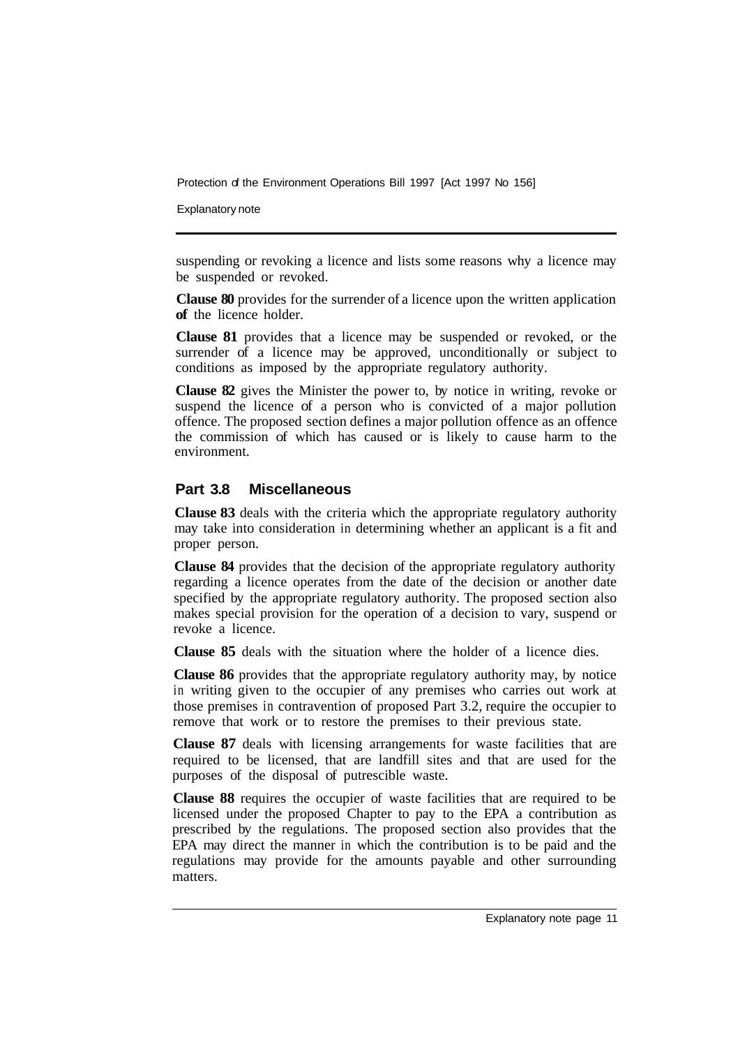suspending or revoking a licence and lists some reasons why a licence may be suspended or revoked.

**Clause 80** provides for the surrender of a licence upon the written application **of** the licence holder.

**Clause 81** provides that a licence may be suspended or revoked, or the surrender of a licence may be approved, unconditionally or subject to conditions as imposed by the appropriate regulatory authority.

**Clause 82** gives the Minister the power to, by notice in writing, revoke or suspend the licence of a person who is convicted of a major pollution offence. The proposed section defines a major pollution offence as an offence the commission of which has caused or is likely to cause harm to the environment.

## Part 3.8 Miscellaneous

**Clause 83** deals with the criteria which the appropriate regulatory authority may take into consideration in determining whether an applicant is a fit and proper person.

**Clause 84** provides that the decision of the appropriate regulatory authority regarding a licence operates from the date of the decision or another date specified by the appropriate regulatory authority. The proposed section also makes special provision for the operation of a decision to vary, suspend or revoke a licence.

**Clause 85** deals with the situation where the holder of a licence dies.

**Clause 86** provides that the appropriate regulatory authority may, by notice in writing given to the occupier of any premises who carries out work at those premises in contravention of proposed Part 3.2, require the occupier to remove that work or to restore the premises to their previous state.

**Clause 87** deals with licensing arrangements for waste facilities that are required to be licensed, that are landfill sites and that are used for the purposes of the disposal of putrescible waste.

**Clause 88** requires the occupier of waste facilities that are required to be licensed under the proposed Chapter to pay to the EPA a contribution as prescribed by the regulations. The proposed section also provides that the EPA may direct the manner in which the contribution is to be paid and the regulations may provide for the amounts payable and other surrounding matters.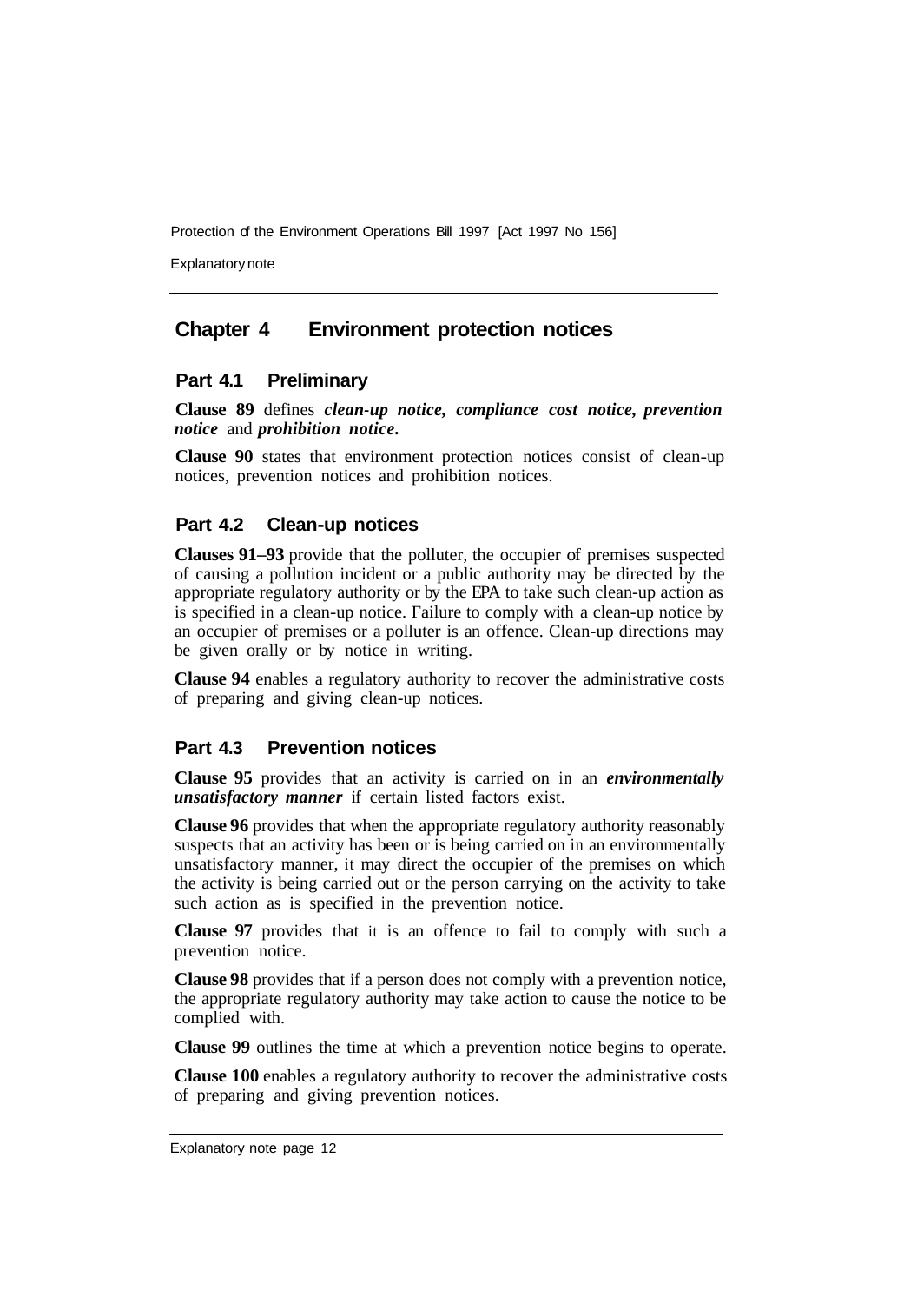## Chapter 4 Environment protection notices

### Part 4.1 Preliminary

**Clause 89** defines ***clean-up notice, compliance cost notice, prevention notice*** and ***prohibition notice.***

**Clause 90** states that environment protection notices consist of clean-up notices, prevention notices and prohibition notices.

### Part 4.2 Clean-up notices

**Clauses 91–93** provide that the polluter, the occupier of premises suspected of causing a pollution incident or a public authority may be directed by the appropriate regulatory authority or by the EPA to take such clean-up action as is specified in a clean-up notice. Failure to comply with a clean-up notice by an occupier of premises or a polluter is an offence. Clean-up directions may be given orally or by notice in writing.

**Clause 94** enables a regulatory authority to recover the administrative costs of preparing and giving clean-up notices.

### Part 4.3 Prevention notices

**Clause 95** provides that an activity is carried on in an ***environmentally unsatisfactory manner*** if certain listed factors exist.

**Clause 96** provides that when the appropriate regulatory authority reasonably suspects that an activity has been or is being carried on in an environmentally unsatisfactory manner, it may direct the occupier of the premises on which the activity is being carried out or the person carrying on the activity to take such action as is specified in the prevention notice.

**Clause 97** provides that it is an offence to fail to comply with such a prevention notice.

**Clause 98** provides that if a person does not comply with a prevention notice, the appropriate regulatory authority may take action to cause the notice to be complied with.

**Clause 99** outlines the time at which a prevention notice begins to operate.

**Clause 100** enables a regulatory authority to recover the administrative costs of preparing and giving prevention notices.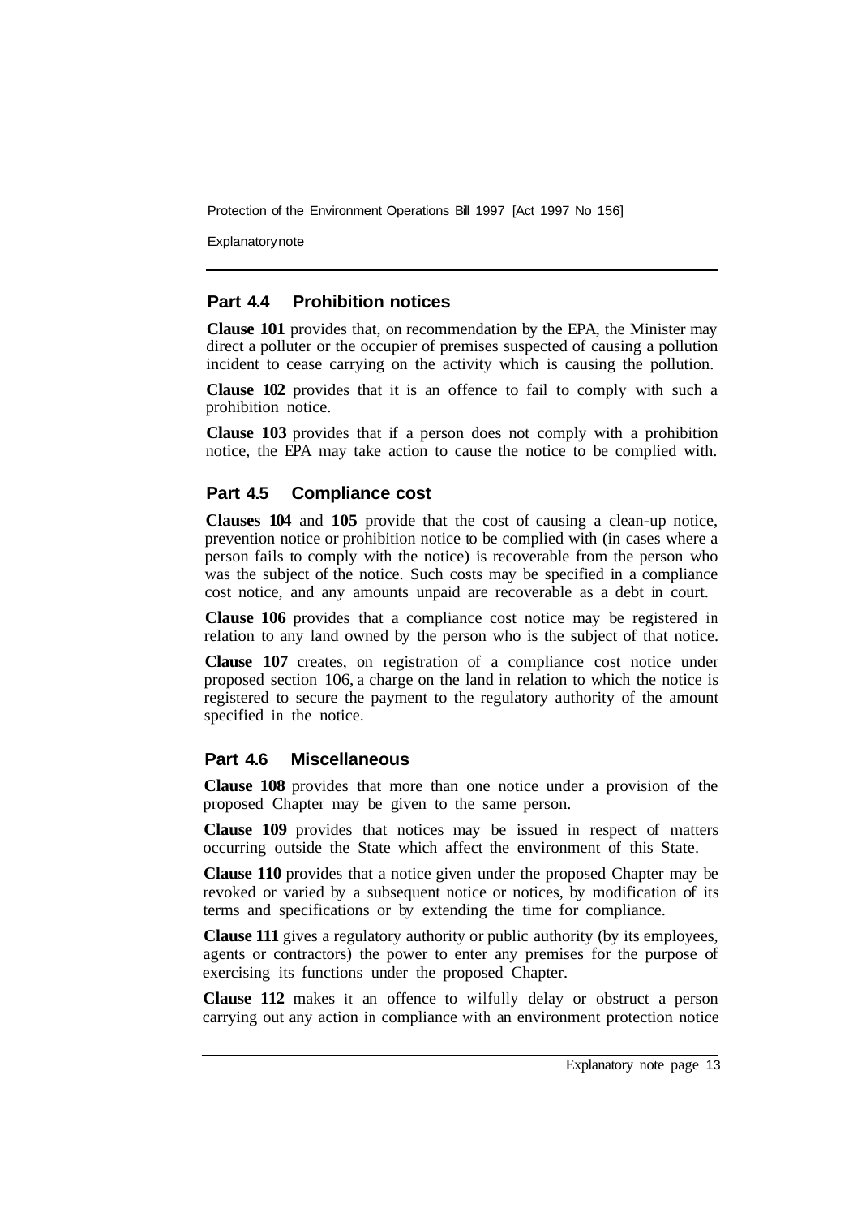## Part 4.4 Prohibition notices

**Clause 101** provides that, on recommendation by the EPA, the Minister may direct a polluter or the occupier of premises suspected of causing a pollution incident to cease carrying on the activity which is causing the pollution.

**Clause 102** provides that it is an offence to fail to comply with such a prohibition notice.

**Clause 103** provides that if a person does not comply with a prohibition notice, the EPA may take action to cause the notice to be complied with.

## Part 4.5 Compliance cost

**Clauses 104** and **105** provide that the cost of causing a clean-up notice, prevention notice or prohibition notice to be complied with (in cases where a person fails to comply with the notice) is recoverable from the person who was the subject of the notice. Such costs may be specified in a compliance cost notice, and any amounts unpaid are recoverable as a debt in court.

**Clause 106** provides that a compliance cost notice may be registered in relation to any land owned by the person who is the subject of that notice.

**Clause 107** creates, on registration of a compliance cost notice under proposed section 106, a charge on the land in relation to which the notice is registered to secure the payment to the regulatory authority of the amount specified in the notice.

## Part 4.6 Miscellaneous

**Clause 108** provides that more than one notice under a provision of the proposed Chapter may be given to the same person.

**Clause 109** provides that notices may be issued in respect of matters occurring outside the State which affect the environment of this State.

**Clause 110** provides that a notice given under the proposed Chapter may be revoked or varied by a subsequent notice or notices, by modification of its terms and specifications or by extending the time for compliance.

**Clause 111** gives a regulatory authority or public authority (by its employees, agents or contractors) the power to enter any premises for the purpose of exercising its functions under the proposed Chapter.

**Clause 112** makes it an offence to wilfully delay or obstruct a person carrying out any action in compliance with an environment protection notice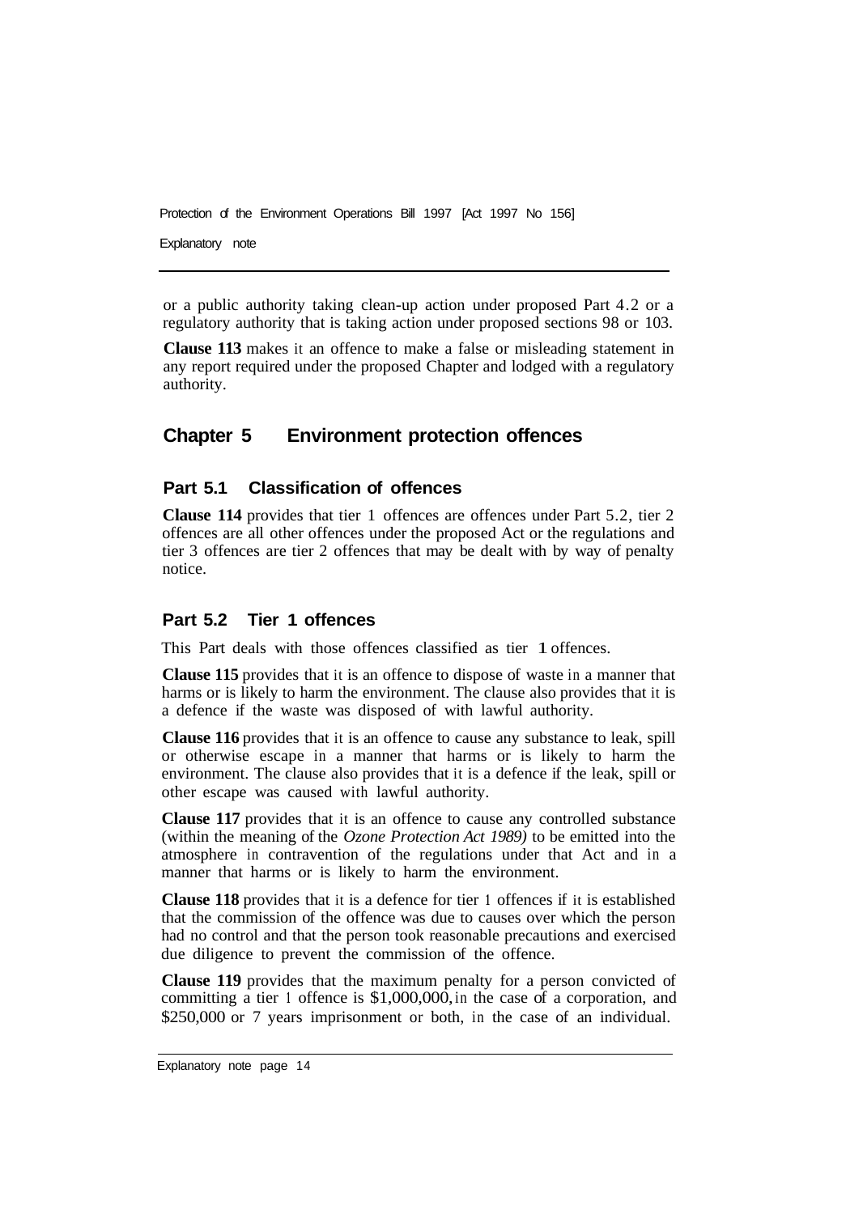or a public authority taking clean-up action under proposed Part 4.2 or a regulatory authority that is taking action under proposed sections 98 or 103.

**Clause 113** makes it an offence to make a false or misleading statement in any report required under the proposed Chapter and lodged with a regulatory authority.

## Chapter 5 Environment protection offences

### Part 5.1 Classification of offences

**Clause 114** provides that tier 1 offences are offences under Part 5.2, tier 2 offences are all other offences under the proposed Act or the regulations and tier 3 offences are tier 2 offences that may be dealt with by way of penalty notice.

### Part 5.2 Tier 1 offences

This Part deals with those offences classified as tier 1 offences.

**Clause 115** provides that it is an offence to dispose of waste in a manner that harms or is likely to harm the environment. The clause also provides that it is a defence if the waste was disposed of with lawful authority.

**Clause 116** provides that it is an offence to cause any substance to leak, spill or otherwise escape in a manner that harms or is likely to harm the environment. The clause also provides that it is a defence if the leak, spill or other escape was caused with lawful authority.

**Clause 117** provides that it is an offence to cause any controlled substance (within the meaning of the *Ozone Protection Act 1989)* to be emitted into the atmosphere in contravention of the regulations under that Act and in a manner that harms or is likely to harm the environment.

**Clause 118** provides that it is a defence for tier 1 offences if it is established that the commission of the offence was due to causes over which the person had no control and that the person took reasonable precautions and exercised due diligence to prevent the commission of the offence.

**Clause 119** provides that the maximum penalty for a person convicted of committing a tier 1 offence is $1,000,000, in the case of a corporation, and $250,000 or 7 years imprisonment or both, in the case of an individual.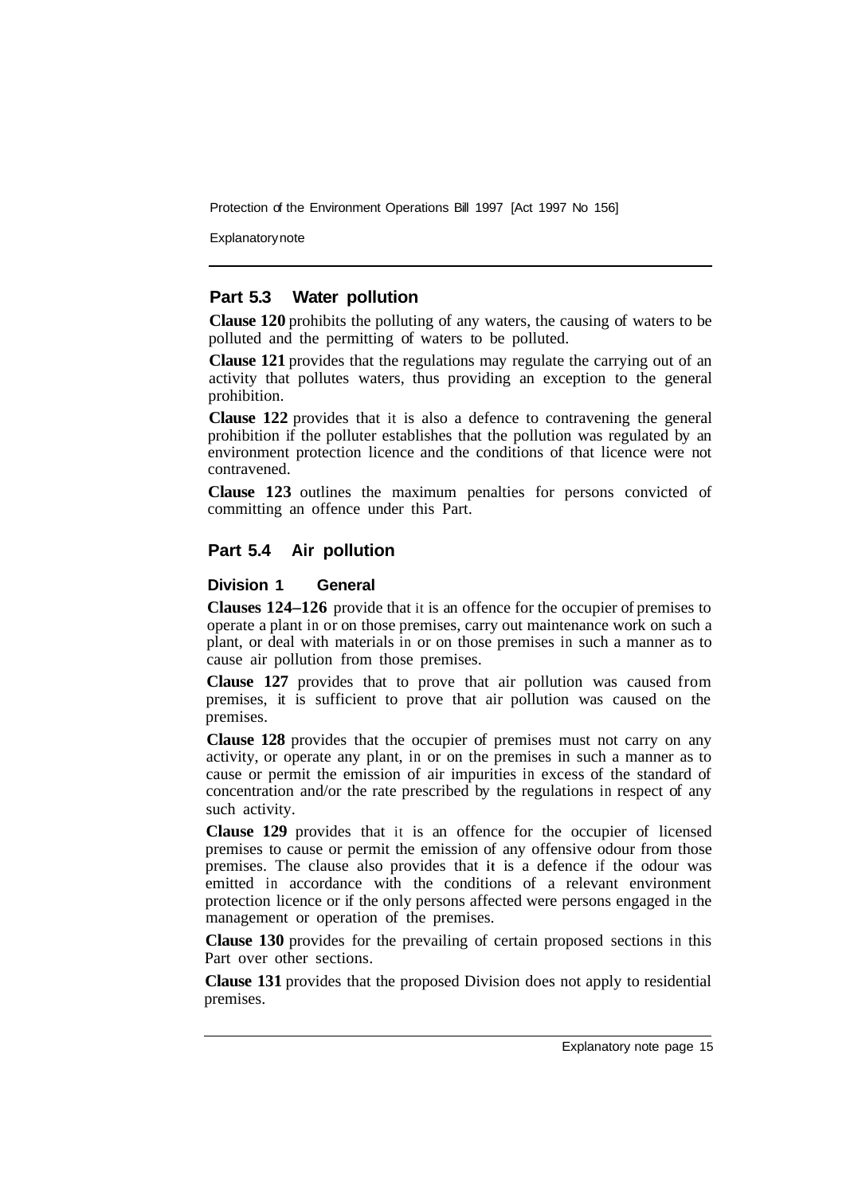## Part 5.3 Water pollution

**Clause 120** prohibits the polluting of any waters, the causing of waters to be polluted and the permitting of waters to be polluted.

**Clause 121** provides that the regulations may regulate the carrying out of an activity that pollutes waters, thus providing an exception to the general prohibition.

**Clause 122** provides that it is also a defence to contravening the general prohibition if the polluter establishes that the pollution was regulated by an environment protection licence and the conditions of that licence were not contravened.

**Clause 123** outlines the maximum penalties for persons convicted of committing an offence under this Part.

## Part 5.4 Air pollution

### Division 1 General

**Clauses 124–126** provide that it is an offence for the occupier of premises to operate a plant in or on those premises, carry out maintenance work on such a plant, or deal with materials in or on those premises in such a manner as to cause air pollution from those premises.

**Clause 127** provides that to prove that air pollution was caused from premises, it is sufficient to prove that air pollution was caused on the premises.

**Clause 128** provides that the occupier of premises must not carry on any activity, or operate any plant, in or on the premises in such a manner as to cause or permit the emission of air impurities in excess of the standard of concentration and/or the rate prescribed by the regulations in respect of any such activity.

**Clause 129** provides that it is an offence for the occupier of licensed premises to cause or permit the emission of any offensive odour from those premises. The clause also provides that it is a defence if the odour was emitted in accordance with the conditions of a relevant environment protection licence or if the only persons affected were persons engaged in the management or operation of the premises.

**Clause 130** provides for the prevailing of certain proposed sections in this Part over other sections.

**Clause 131** provides that the proposed Division does not apply to residential premises.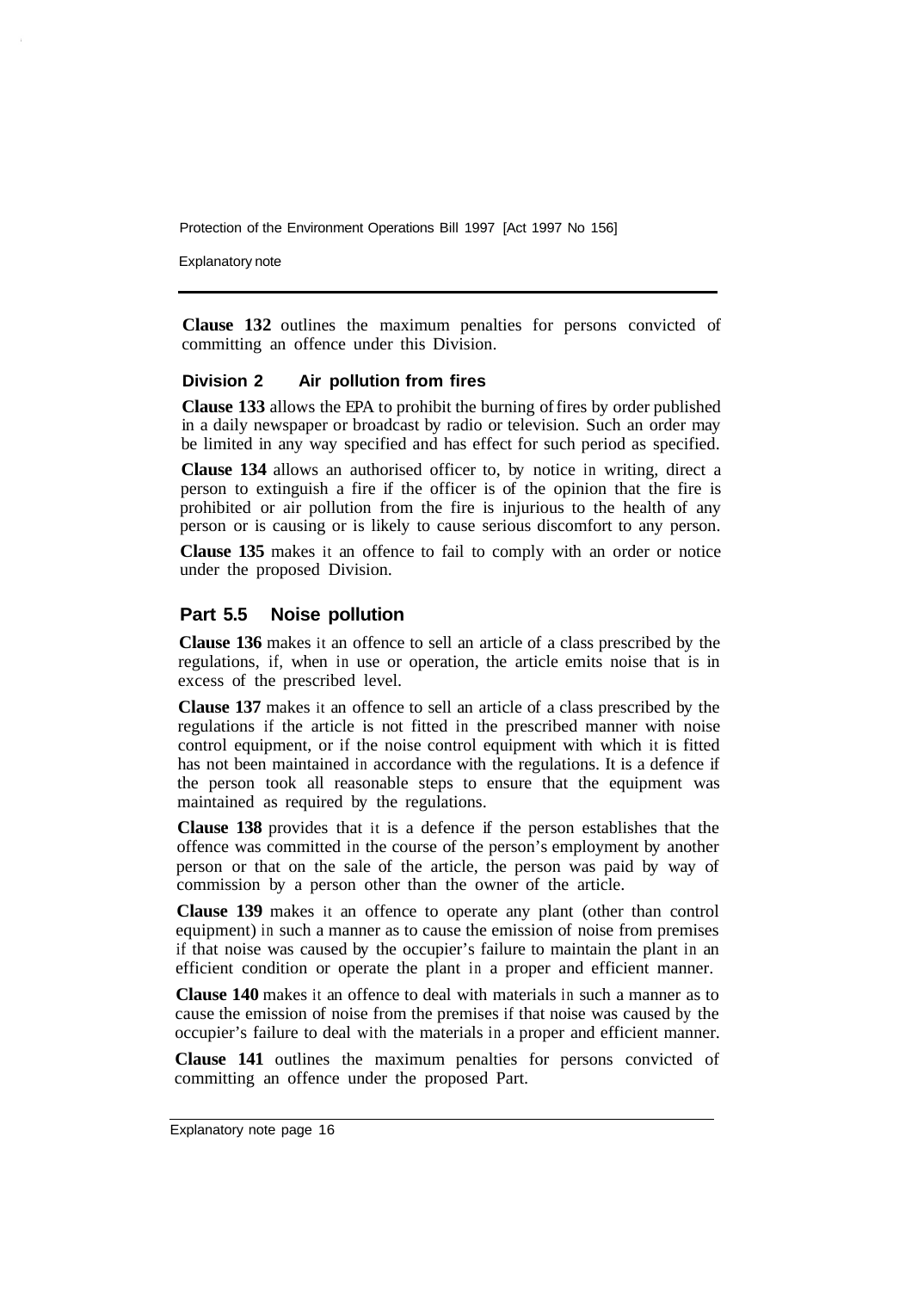**Clause 132** outlines the maximum penalties for persons convicted of committing an offence under this Division.

### Division 2 Air pollution from fires

**Clause 133** allows the EPA to prohibit the burning of fires by order published in a daily newspaper or broadcast by radio or television. Such an order may be limited in any way specified and has effect for such period as specified.

**Clause 134** allows an authorised officer to, by notice in writing, direct a person to extinguish a fire if the officer is of the opinion that the fire is prohibited or air pollution from the fire is injurious to the health of any person or is causing or is likely to cause serious discomfort to any person.

**Clause 135** makes it an offence to fail to comply with an order or notice under the proposed Division.

## Part 5.5 Noise pollution

**Clause 136** makes it an offence to sell an article of a class prescribed by the regulations, if, when in use or operation, the article emits noise that is in excess of the prescribed level.

**Clause 137** makes it an offence to sell an article of a class prescribed by the regulations if the article is not fitted in the prescribed manner with noise control equipment, or if the noise control equipment with which it is fitted has not been maintained in accordance with the regulations. It is a defence if the person took all reasonable steps to ensure that the equipment was maintained as required by the regulations.

**Clause 138** provides that it is a defence if the person establishes that the offence was committed in the course of the person's employment by another person or that on the sale of the article, the person was paid by way of commission by a person other than the owner of the article.

**Clause 139** makes it an offence to operate any plant (other than control equipment) in such a manner as to cause the emission of noise from premises if that noise was caused by the occupier's failure to maintain the plant in an efficient condition or operate the plant in a proper and efficient manner.

**Clause 140** makes it an offence to deal with materials in such a manner as to cause the emission of noise from the premises if that noise was caused by the occupier's failure to deal with the materials in a proper and efficient manner.

**Clause 141** outlines the maximum penalties for persons convicted of committing an offence under the proposed Part.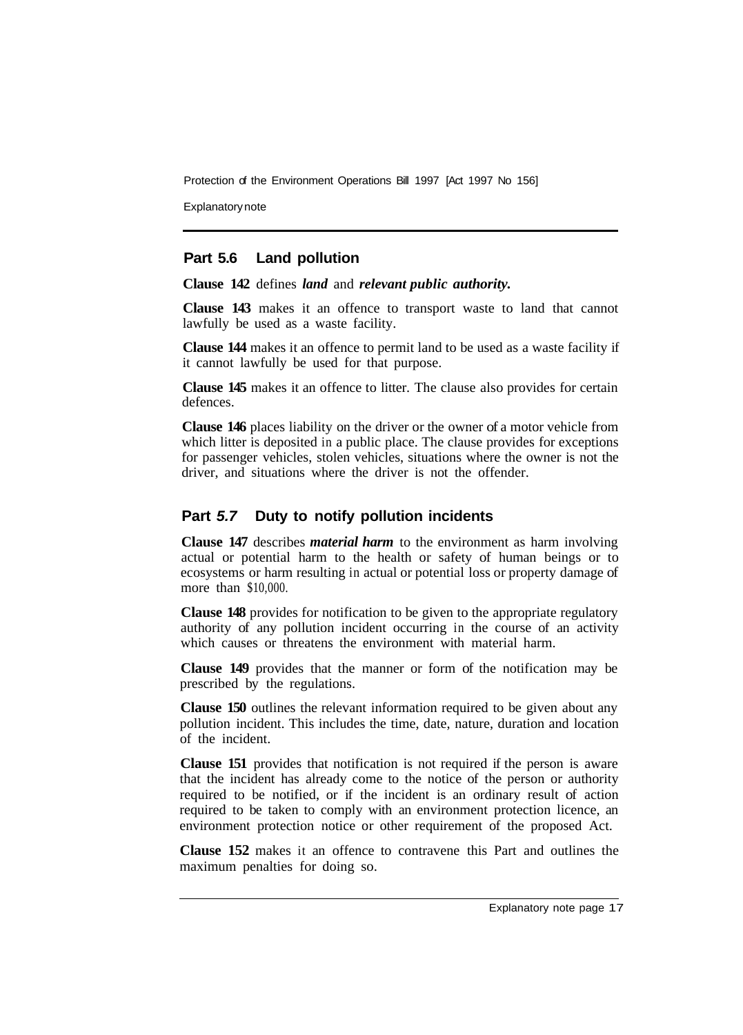## Part 5.6 Land pollution

**Clause 142** defines ***land*** and ***relevant public authority.***

**Clause 143** makes it an offence to transport waste to land that cannot lawfully be used as a waste facility.

**Clause 144** makes it an offence to permit land to be used as a waste facility if it cannot lawfully be used for that purpose.

**Clause 145** makes it an offence to litter. The clause also provides for certain defences.

**Clause 146** places liability on the driver or the owner of a motor vehicle from which litter is deposited in a public place. The clause provides for exceptions for passenger vehicles, stolen vehicles, situations where the owner is not the driver, and situations where the driver is not the offender.

## Part 5.7 Duty to notify pollution incidents

**Clause 147** describes ***material harm*** to the environment as harm involving actual or potential harm to the health or safety of human beings or to ecosystems or harm resulting in actual or potential loss or property damage of more than $10,000.

**Clause 148** provides for notification to be given to the appropriate regulatory authority of any pollution incident occurring in the course of an activity which causes or threatens the environment with material harm.

**Clause 149** provides that the manner or form of the notification may be prescribed by the regulations.

**Clause 150** outlines the relevant information required to be given about any pollution incident. This includes the time, date, nature, duration and location of the incident.

**Clause 151** provides that notification is not required if the person is aware that the incident has already come to the notice of the person or authority required to be notified, or if the incident is an ordinary result of action required to be taken to comply with an environment protection licence, an environment protection notice or other requirement of the proposed Act.

**Clause 152** makes it an offence to contravene this Part and outlines the maximum penalties for doing so.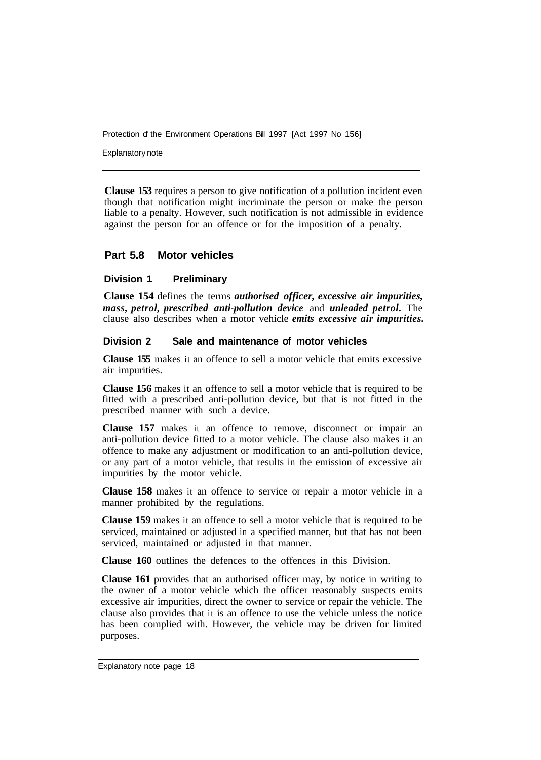**Clause 153** requires a person to give notification of a pollution incident even though that notification might incriminate the person or make the person liable to a penalty. However, such notification is not admissible in evidence against the person for an offence or for the imposition of a penalty.

## Part 5.8 Motor vehicles

### Division 1 Preliminary

**Clause 154** defines the terms ***authorised officer, excessive air impurities, mass, petrol, prescribed anti-pollution device*** and ***unleaded petrol.*** The clause also describes when a motor vehicle ***emits excessive air impurities.***

### Division 2 Sale and maintenance of motor vehicles

**Clause 155** makes it an offence to sell a motor vehicle that emits excessive air impurities.

**Clause 156** makes it an offence to sell a motor vehicle that is required to be fitted with a prescribed anti-pollution device, but that is not fitted in the prescribed manner with such a device.

**Clause 157** makes it an offence to remove, disconnect or impair an anti-pollution device fitted to a motor vehicle. The clause also makes it an offence to make any adjustment or modification to an anti-pollution device, or any part of a motor vehicle, that results in the emission of excessive air impurities by the motor vehicle.

**Clause 158** makes it an offence to service or repair a motor vehicle in a manner prohibited by the regulations.

**Clause 159** makes it an offence to sell a motor vehicle that is required to be serviced, maintained or adjusted in a specified manner, but that has not been serviced, maintained or adjusted in that manner.

**Clause 160** outlines the defences to the offences in this Division.

**Clause 161** provides that an authorised officer may, by notice in writing to the owner of a motor vehicle which the officer reasonably suspects emits excessive air impurities, direct the owner to service or repair the vehicle. The clause also provides that it is an offence to use the vehicle unless the notice has been complied with. However, the vehicle may be driven for limited purposes.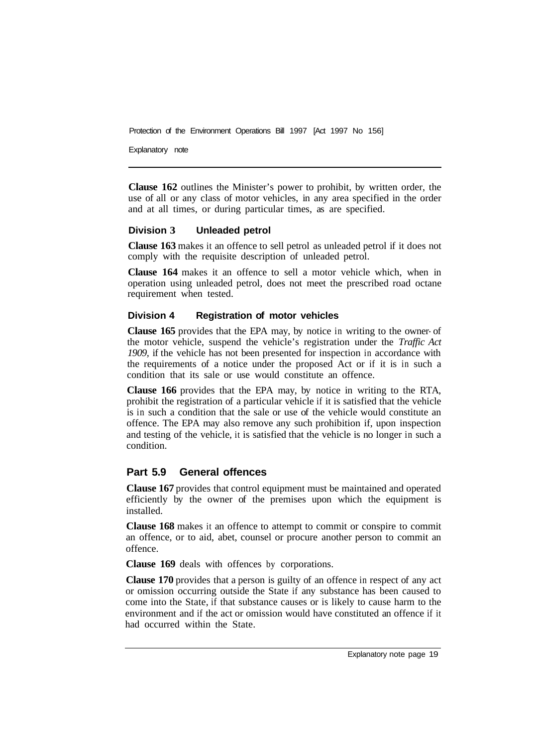**Clause 162** outlines the Minister's power to prohibit, by written order, the use of all or any class of motor vehicles, in any area specified in the order and at all times, or during particular times, as are specified.

### Division 3 Unleaded petrol

**Clause 163** makes it an offence to sell petrol as unleaded petrol if it does not comply with the requisite description of unleaded petrol.

**Clause 164** makes it an offence to sell a motor vehicle which, when in operation using unleaded petrol, does not meet the prescribed road octane requirement when tested.

### Division 4 Registration of motor vehicles

**Clause 165** provides that the EPA may, by notice in writing to the owner of the motor vehicle, suspend the vehicle's registration under the *Traffic Act 1909*, if the vehicle has not been presented for inspection in accordance with the requirements of a notice under the proposed Act or if it is in such a condition that its sale or use would constitute an offence.

**Clause 166** provides that the EPA may, by notice in writing to the RTA, prohibit the registration of a particular vehicle if it is satisfied that the vehicle is in such a condition that the sale or use of the vehicle would constitute an offence. The EPA may also remove any such prohibition if, upon inspection and testing of the vehicle, it is satisfied that the vehicle is no longer in such a condition.

## Part 5.9 General offences

**Clause 167** provides that control equipment must be maintained and operated efficiently by the owner of the premises upon which the equipment is installed.

**Clause 168** makes it an offence to attempt to commit or conspire to commit an offence, or to aid, abet, counsel or procure another person to commit an offence.

**Clause 169** deals with offences by corporations.

**Clause 170** provides that a person is guilty of an offence in respect of any act or omission occurring outside the State if any substance has been caused to come into the State, if that substance causes or is likely to cause harm to the environment and if the act or omission would have constituted an offence if it had occurred within the State.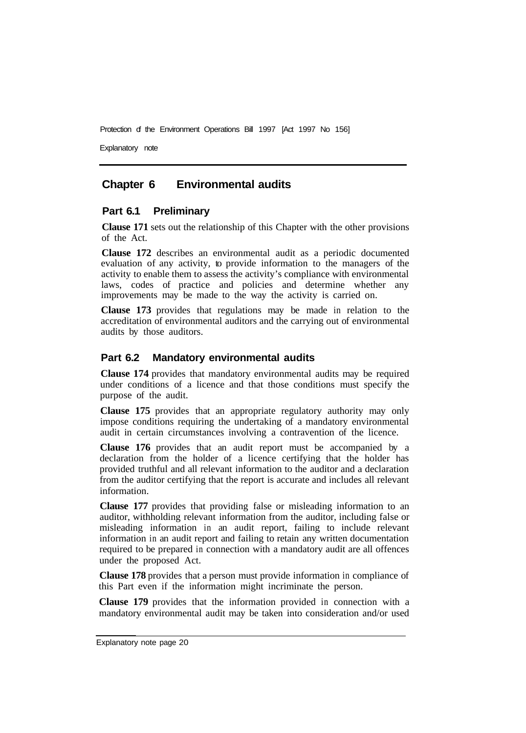## Chapter 6 Environmental audits

### Part 6.1 Preliminary

**Clause 171** sets out the relationship of this Chapter with the other provisions of the Act.

**Clause 172** describes an environmental audit as a periodic documented evaluation of any activity, to provide information to the managers of the activity to enable them to assess the activity's compliance with environmental laws, codes of practice and policies and determine whether any improvements may be made to the way the activity is carried on.

**Clause 173** provides that regulations may be made in relation to the accreditation of environmental auditors and the carrying out of environmental audits by those auditors.

### Part 6.2 Mandatory environmental audits

**Clause 174** provides that mandatory environmental audits may be required under conditions of a licence and that those conditions must specify the purpose of the audit.

**Clause 175** provides that an appropriate regulatory authority may only impose conditions requiring the undertaking of a mandatory environmental audit in certain circumstances involving a contravention of the licence.

**Clause 176** provides that an audit report must be accompanied by a declaration from the holder of a licence certifying that the holder has provided truthful and all relevant information to the auditor and a declaration from the auditor certifying that the report is accurate and includes all relevant information.

**Clause 177** provides that providing false or misleading information to an auditor, withholding relevant information from the auditor, including false or misleading information in an audit report, failing to include relevant information in an audit report and failing to retain any written documentation required to be prepared in connection with a mandatory audit are all offences under the proposed Act.

**Clause 178** provides that a person must provide information in compliance of this Part even if the information might incriminate the person.

**Clause 179** provides that the information provided in connection with a mandatory environmental audit may be taken into consideration and/or used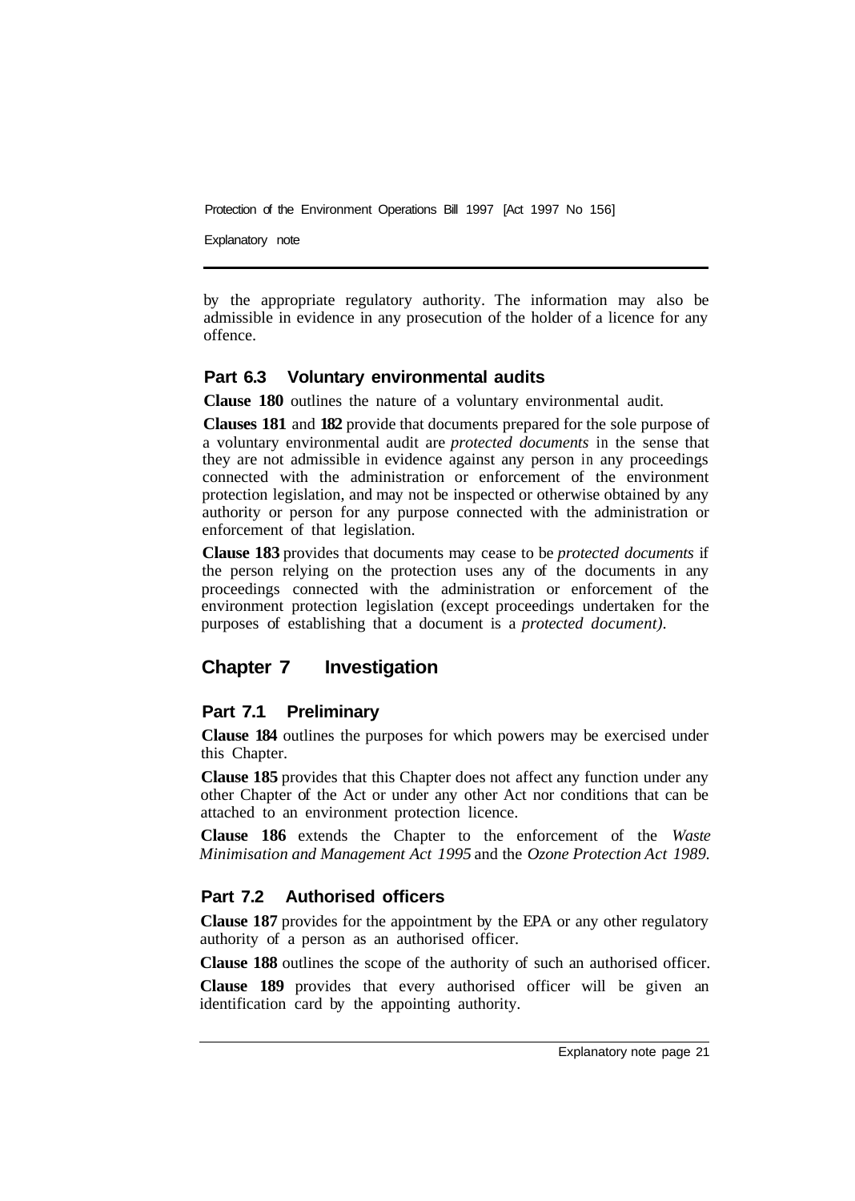by the appropriate regulatory authority. The information may also be admissible in evidence in any prosecution of the holder of a licence for any offence.

### Part 6.3 Voluntary environmental audits

**Clause 180** outlines the nature of a voluntary environmental audit.

**Clauses 181** and **182** provide that documents prepared for the sole purpose of a voluntary environmental audit are *protected documents* in the sense that they are not admissible in evidence against any person in any proceedings connected with the administration or enforcement of the environment protection legislation, and may not be inspected or otherwise obtained by any authority or person for any purpose connected with the administration or enforcement of that legislation.

**Clause 183** provides that documents may cease to be *protected documents* if the person relying on the protection uses any of the documents in any proceedings connected with the administration or enforcement of the environment protection legislation (except proceedings undertaken for the purposes of establishing that a document is a *protected document).*

## Chapter 7 Investigation

### Part 7.1 Preliminary

**Clause 184** outlines the purposes for which powers may be exercised under this Chapter.

**Clause 185** provides that this Chapter does not affect any function under any other Chapter of the Act or under any other Act nor conditions that can be attached to an environment protection licence.

**Clause 186** extends the Chapter to the enforcement of the *Waste Minimisation and Management Act 1995* and the *Ozone Protection Act 1989.*

### Part 7.2 Authorised officers

**Clause 187** provides for the appointment by the EPA or any other regulatory authority of a person as an authorised officer.

**Clause 188** outlines the scope of the authority of such an authorised officer.

**Clause 189** provides that every authorised officer will be given an identification card by the appointing authority.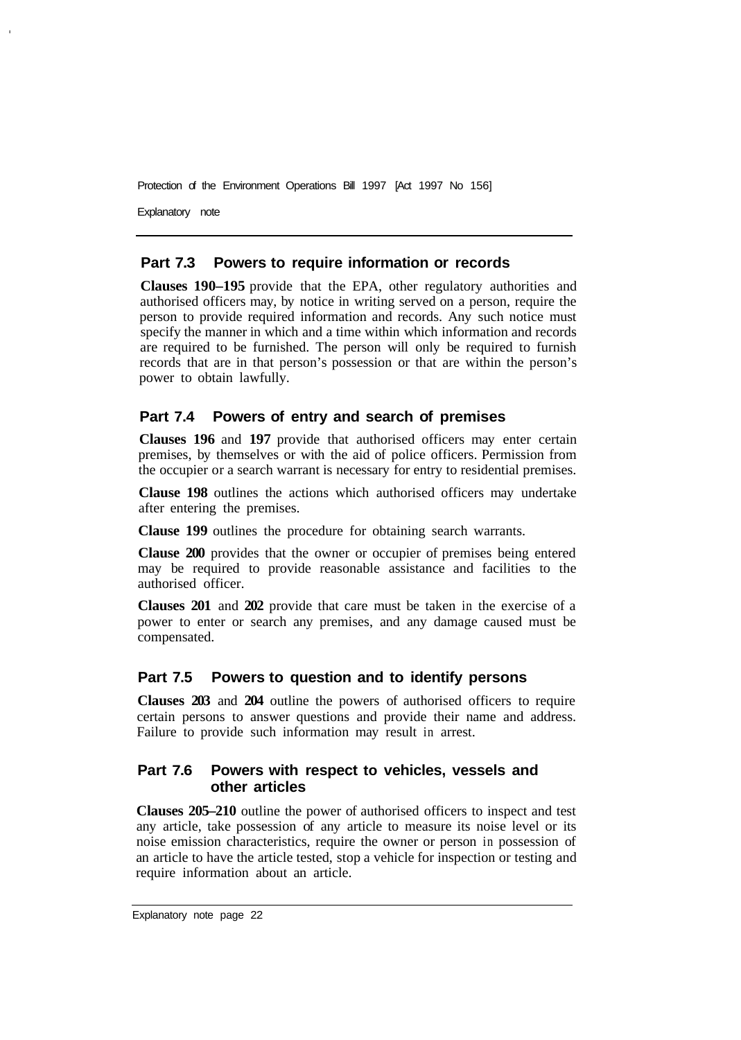## Part 7.3 Powers to require information or records

**Clauses 190–195** provide that the EPA, other regulatory authorities and authorised officers may, by notice in writing served on a person, require the person to provide required information and records. Any such notice must specify the manner in which and a time within which information and records are required to be furnished. The person will only be required to furnish records that are in that person's possession or that are within the person's power to obtain lawfully.

## Part 7.4 Powers of entry and search of premises

**Clauses 196** and **197** provide that authorised officers may enter certain premises, by themselves or with the aid of police officers. Permission from the occupier or a search warrant is necessary for entry to residential premises.

**Clause 198** outlines the actions which authorised officers may undertake after entering the premises.

**Clause 199** outlines the procedure for obtaining search warrants.

**Clause 200** provides that the owner or occupier of premises being entered may be required to provide reasonable assistance and facilities to the authorised officer.

**Clauses 201** and **202** provide that care must be taken in the exercise of a power to enter or search any premises, and any damage caused must be compensated.

## Part 7.5 Powers to question and to identify persons

**Clauses 203** and **204** outline the powers of authorised officers to require certain persons to answer questions and provide their name and address. Failure to provide such information may result in arrest.

## Part 7.6 Powers with respect to vehicles, vessels and other articles

**Clauses 205–210** outline the power of authorised officers to inspect and test any article, take possession of any article to measure its noise level or its noise emission characteristics, require the owner or person in possession of an article to have the article tested, stop a vehicle for inspection or testing and require information about an article.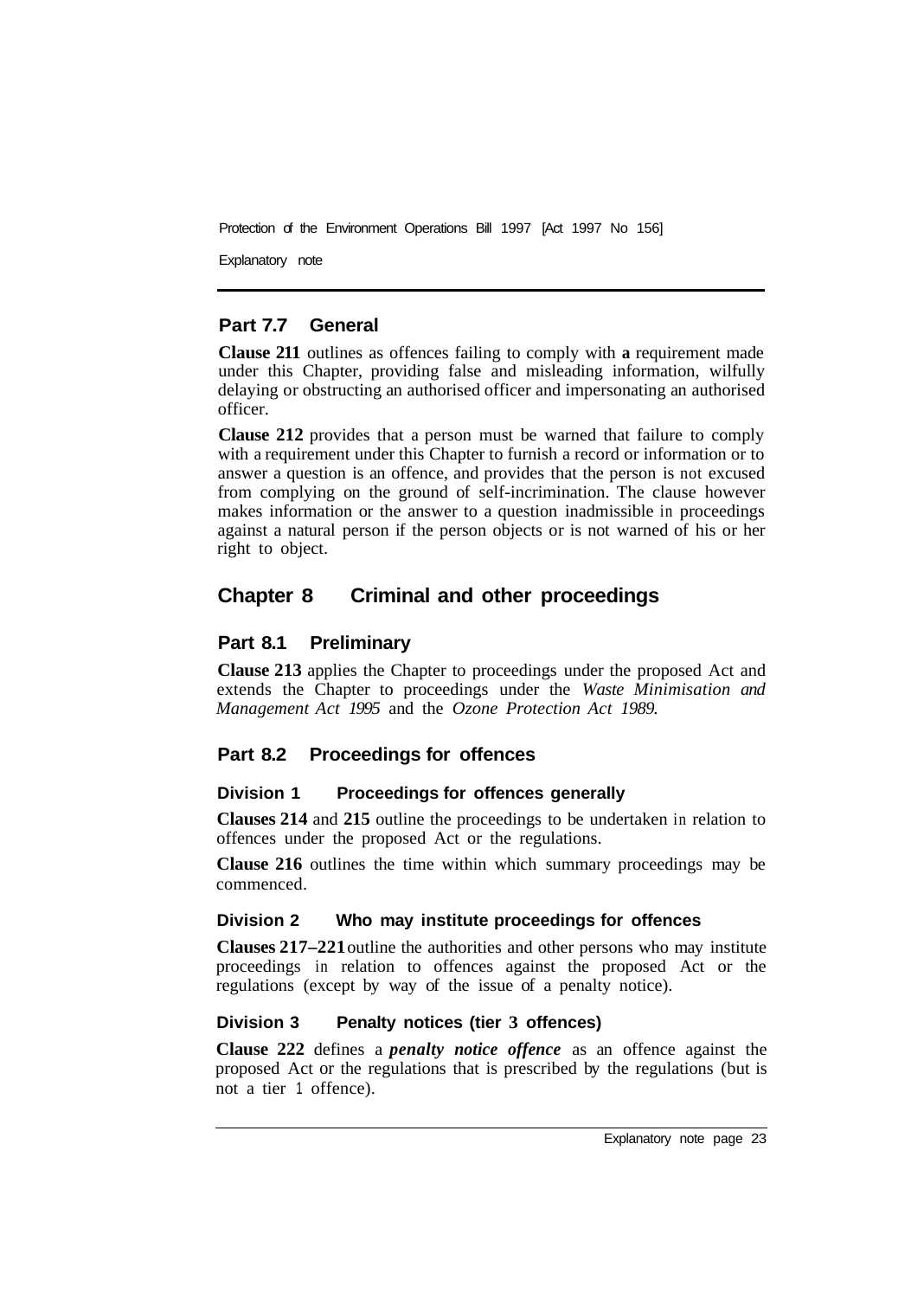## Part 7.7 General

**Clause 211** outlines as offences failing to comply with **a** requirement made under this Chapter, providing false and misleading information, wilfully delaying or obstructing an authorised officer and impersonating an authorised officer.

**Clause 212** provides that a person must be warned that failure to comply with a requirement under this Chapter to furnish a record or information or to answer a question is an offence, and provides that the person is not excused from complying on the ground of self-incrimination. The clause however makes information or the answer to a question inadmissible in proceedings against a natural person if the person objects or is not warned of his or her right to object.

# Chapter 8 Criminal and other proceedings

## Part 8.1 Preliminary

**Clause 213** applies the Chapter to proceedings under the proposed Act and extends the Chapter to proceedings under the *Waste Minimisation and Management Act 1995* and the *Ozone Protection Act 1989.*

## Part 8.2 Proceedings for offences

### Division 1 Proceedings for offences generally

**Clauses 214** and **215** outline the proceedings to be undertaken in relation to offences under the proposed Act or the regulations.

**Clause 216** outlines the time within which summary proceedings may be commenced.

### Division 2 Who may institute proceedings for offences

**Clauses 217–221** outline the authorities and other persons who may institute proceedings in relation to offences against the proposed Act or the regulations (except by way of the issue of a penalty notice).

### Division 3 Penalty notices (tier 3 offences)

**Clause 222** defines a ***penalty notice offence*** as an offence against the proposed Act or the regulations that is prescribed by the regulations (but is not a tier 1 offence).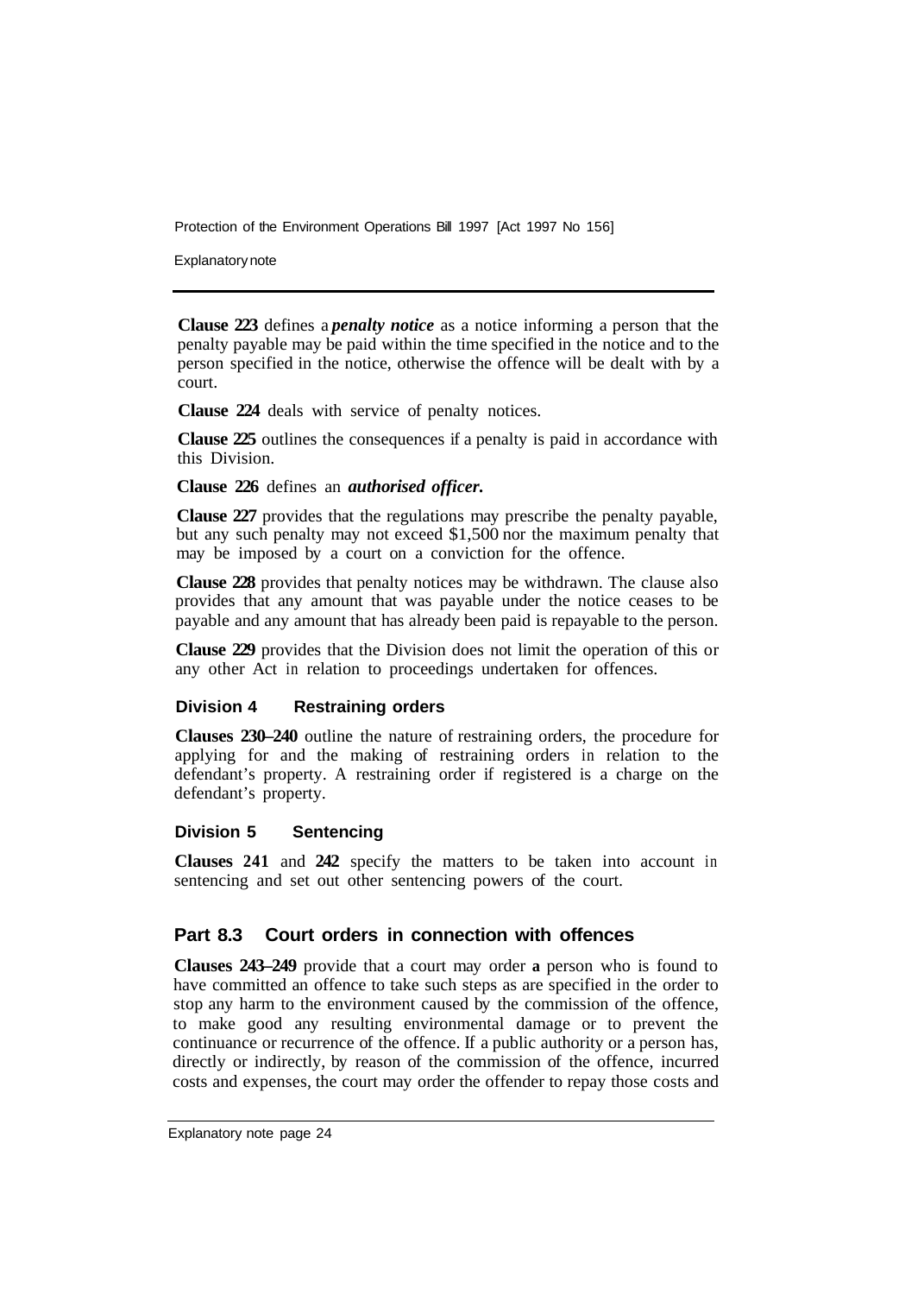**Clause 223** defines a ***penalty notice*** as a notice informing a person that the penalty payable may be paid within the time specified in the notice and to the person specified in the notice, otherwise the offence will be dealt with by a court.

**Clause 224** deals with service of penalty notices.

**Clause 225** outlines the consequences if a penalty is paid in accordance with this Division.

**Clause 226** defines an ***authorised officer.***

**Clause 227** provides that the regulations may prescribe the penalty payable, but any such penalty may not exceed $1,500 nor the maximum penalty that may be imposed by a court on a conviction for the offence.

**Clause 228** provides that penalty notices may be withdrawn. The clause also provides that any amount that was payable under the notice ceases to be payable and any amount that has already been paid is repayable to the person.

**Clause 229** provides that the Division does not limit the operation of this or any other Act in relation to proceedings undertaken for offences.

### Division 4 Restraining orders

**Clauses 230–240** outline the nature of restraining orders, the procedure for applying for and the making of restraining orders in relation to the defendant's property. A restraining order if registered is a charge on the defendant's property.

### Division 5 Sentencing

**Clauses 241** and **242** specify the matters to be taken into account in sentencing and set out other sentencing powers of the court.

## Part 8.3 Court orders in connection with offences

**Clauses 243–249** provide that a court may order **a** person who is found to have committed an offence to take such steps as are specified in the order to stop any harm to the environment caused by the commission of the offence, to make good any resulting environmental damage or to prevent the continuance or recurrence of the offence. If a public authority or a person has, directly or indirectly, by reason of the commission of the offence, incurred costs and expenses, the court may order the offender to repay those costs and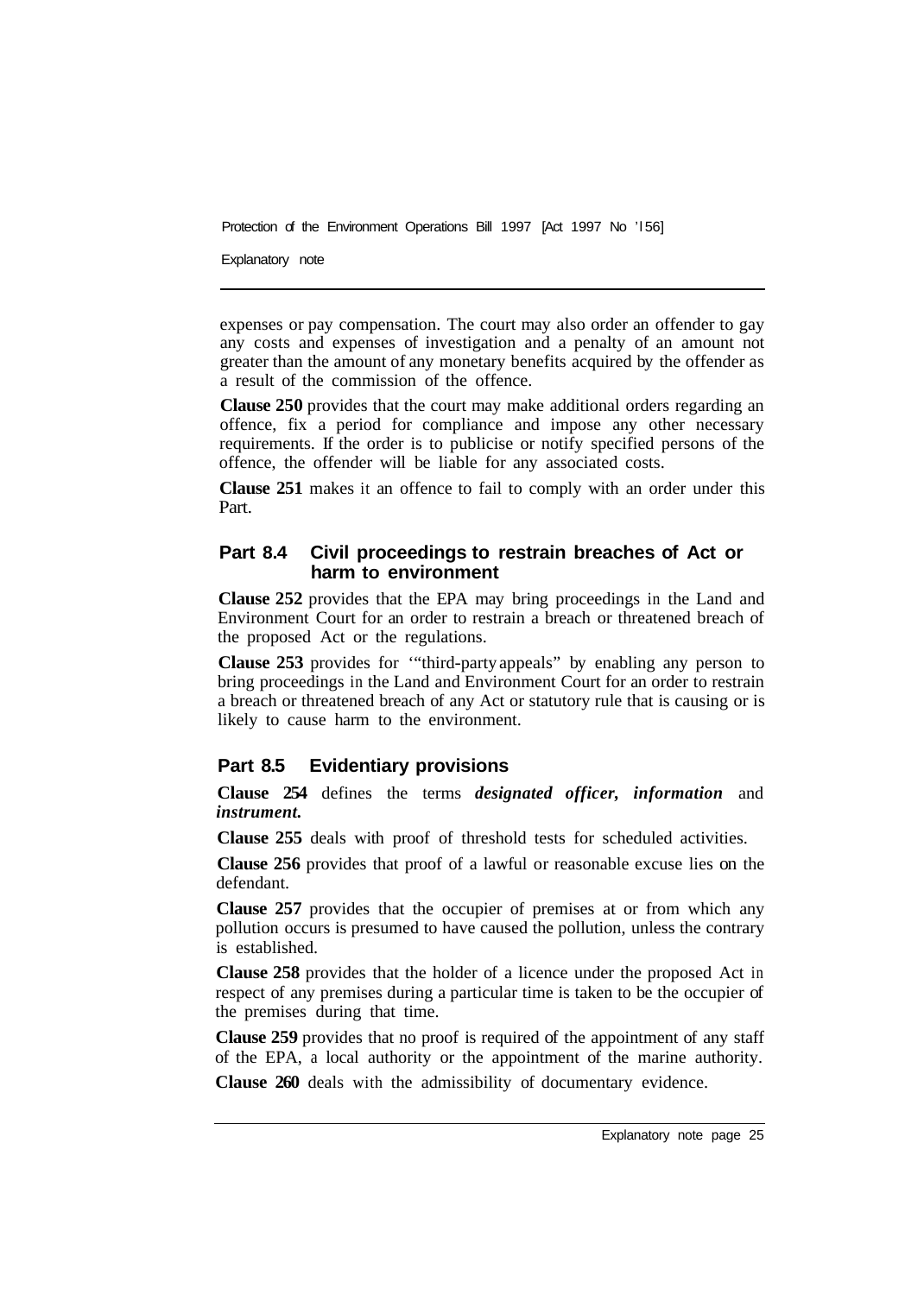expenses or pay compensation. The court may also order an offender to gay any costs and expenses of investigation and a penalty of an amount not greater than the amount of any monetary benefits acquired by the offender as a result of the commission of the offence.

**Clause 250** provides that the court may make additional orders regarding an offence, fix a period for compliance and impose any other necessary requirements. If the order is to publicise or notify specified persons of the offence, the offender will be liable for any associated costs.

**Clause 251** makes it an offence to fail to comply with an order under this Part.

### Part 8.4 Civil proceedings to restrain breaches of Act or harm to environment

**Clause 252** provides that the EPA may bring proceedings in the Land and Environment Court for an order to restrain a breach or threatened breach of the proposed Act or the regulations.

**Clause 253** provides for '"third-party appeals" by enabling any person to bring proceedings in the Land and Environment Court for an order to restrain a breach or threatened breach of any Act or statutory rule that is causing or is likely to cause harm to the environment.

### Part 8.5 Evidentiary provisions

**Clause 254** defines the terms ***designated officer, information*** and ***instrument.***

**Clause 255** deals with proof of threshold tests for scheduled activities.

**Clause 256** provides that proof of a lawful or reasonable excuse lies on the defendant.

**Clause 257** provides that the occupier of premises at or from which any pollution occurs is presumed to have caused the pollution, unless the contrary is established.

**Clause 258** provides that the holder of a licence under the proposed Act in respect of any premises during a particular time is taken to be the occupier of the premises during that time.

**Clause 259** provides that no proof is required of the appointment of any staff of the EPA, a local authority or the appointment of the marine authority.

**Clause 260** deals with the admissibility of documentary evidence.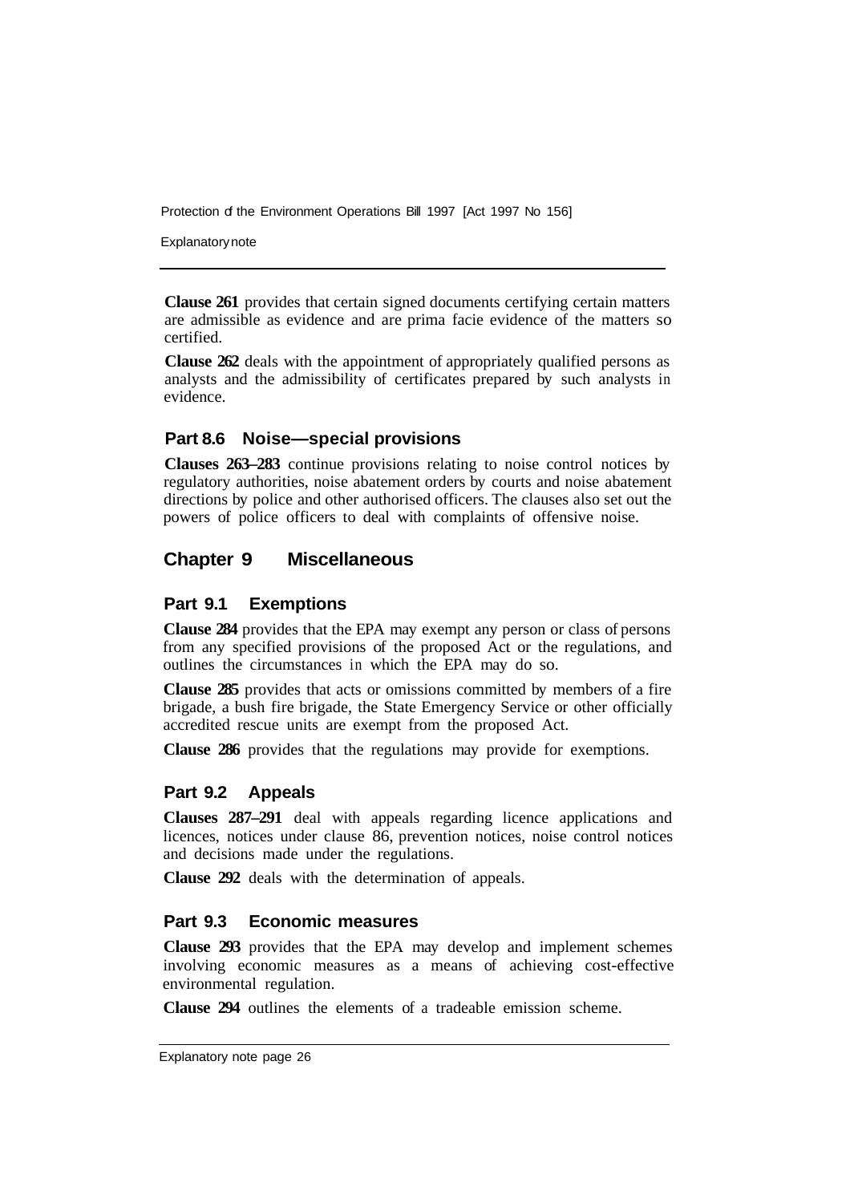**Clause 261** provides that certain signed documents certifying certain matters are admissible as evidence and are prima facie evidence of the matters so certified.

**Clause 262** deals with the appointment of appropriately qualified persons as analysts and the admissibility of certificates prepared by such analysts in evidence.

### Part 8.6 Noise—special provisions

**Clauses 263–283** continue provisions relating to noise control notices by regulatory authorities, noise abatement orders by courts and noise abatement directions by police and other authorised officers. The clauses also set out the powers of police officers to deal with complaints of offensive noise.

## Chapter 9 Miscellaneous

### Part 9.1 Exemptions

**Clause 284** provides that the EPA may exempt any person or class of persons from any specified provisions of the proposed Act or the regulations, and outlines the circumstances in which the EPA may do so.

**Clause 285** provides that acts or omissions committed by members of a fire brigade, a bush fire brigade, the State Emergency Service or other officially accredited rescue units are exempt from the proposed Act.

**Clause 286** provides that the regulations may provide for exemptions.

### Part 9.2 Appeals

**Clauses 287–291** deal with appeals regarding licence applications and licences, notices under clause 86, prevention notices, noise control notices and decisions made under the regulations.

**Clause 292** deals with the determination of appeals.

### Part 9.3 Economic measures

**Clause 293** provides that the EPA may develop and implement schemes involving economic measures as a means of achieving cost-effective environmental regulation.

**Clause 294** outlines the elements of a tradeable emission scheme.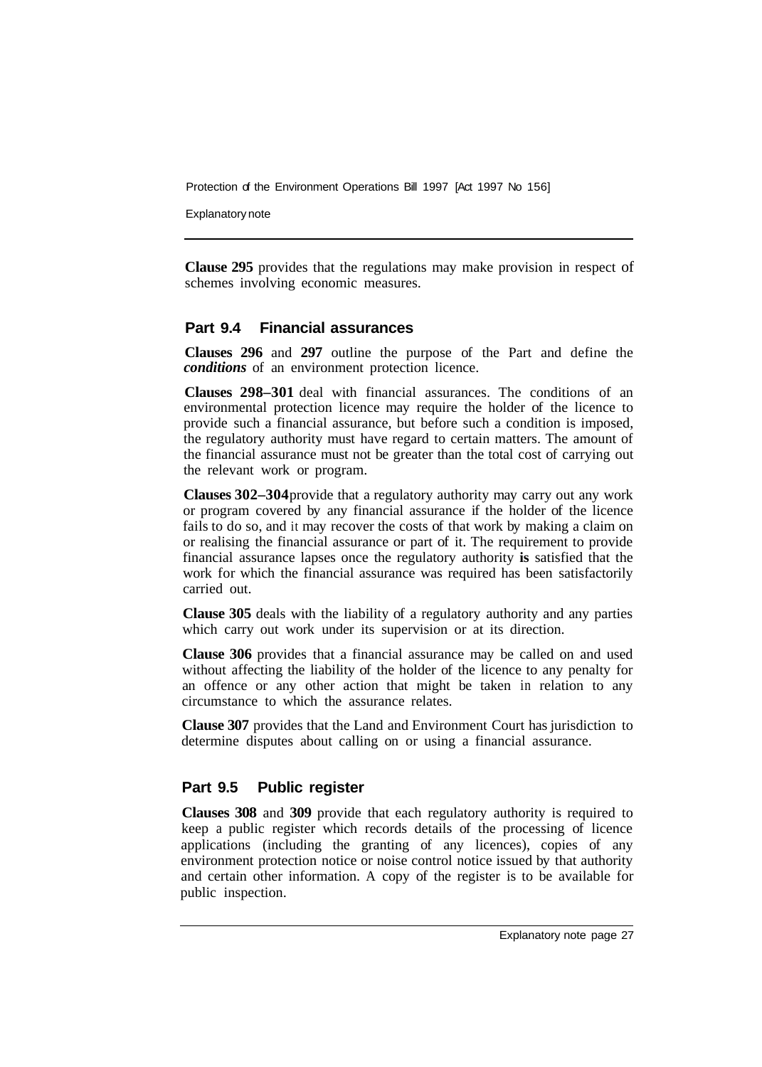**Clause 295** provides that the regulations may make provision in respect of schemes involving economic measures.

## Part 9.4 Financial assurances

**Clauses 296** and **297** outline the purpose of the Part and define the ***conditions*** of an environment protection licence.

**Clauses 298–301** deal with financial assurances. The conditions of an environmental protection licence may require the holder of the licence to provide such a financial assurance, but before such a condition is imposed, the regulatory authority must have regard to certain matters. The amount of the financial assurance must not be greater than the total cost of carrying out the relevant work or program.

**Clauses 302–304** provide that a regulatory authority may carry out any work or program covered by any financial assurance if the holder of the licence fails to do so, and it may recover the costs of that work by making a claim on or realising the financial assurance or part of it. The requirement to provide financial assurance lapses once the regulatory authority **is** satisfied that the work for which the financial assurance was required has been satisfactorily carried out.

**Clause 305** deals with the liability of a regulatory authority and any parties which carry out work under its supervision or at its direction.

**Clause 306** provides that a financial assurance may be called on and used without affecting the liability of the holder of the licence to any penalty for an offence or any other action that might be taken in relation to any circumstance to which the assurance relates.

**Clause 307** provides that the Land and Environment Court has jurisdiction to determine disputes about calling on or using a financial assurance.

## Part 9.5 Public register

**Clauses 308** and **309** provide that each regulatory authority is required to keep a public register which records details of the processing of licence applications (including the granting of any licences), copies of any environment protection notice or noise control notice issued by that authority and certain other information. A copy of the register is to be available for public inspection.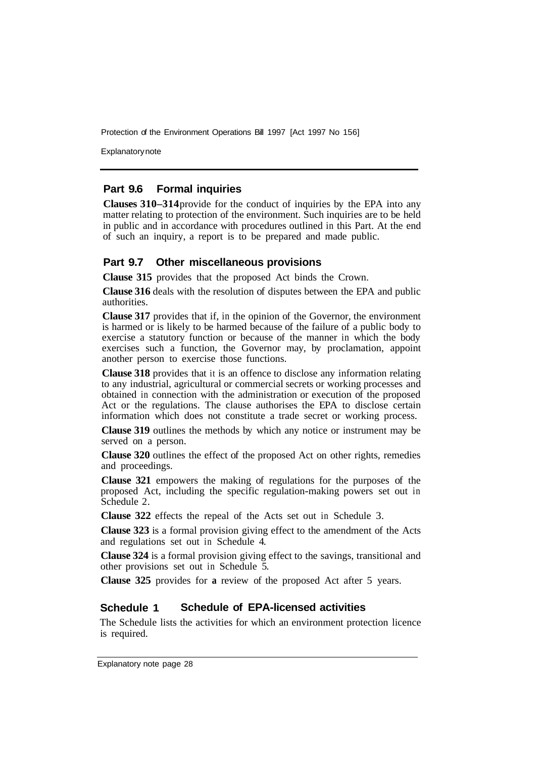## Part 9.6 Formal inquiries

**Clauses 310–314** provide for the conduct of inquiries by the EPA into any matter relating to protection of the environment. Such inquiries are to be held in public and in accordance with procedures outlined in this Part. At the end of such an inquiry, a report is to be prepared and made public.

## Part 9.7 Other miscellaneous provisions

**Clause 315** provides that the proposed Act binds the Crown.

**Clause 316** deals with the resolution of disputes between the EPA and public authorities.

**Clause 317** provides that if, in the opinion of the Governor, the environment is harmed or is likely to be harmed because of the failure of a public body to exercise a statutory function or because of the manner in which the body exercises such a function, the Governor may, by proclamation, appoint another person to exercise those functions.

**Clause 318** provides that it is an offence to disclose any information relating to any industrial, agricultural or commercial secrets or working processes and obtained in connection with the administration or execution of the proposed Act or the regulations. The clause authorises the EPA to disclose certain information which does not constitute a trade secret or working process.

**Clause 319** outlines the methods by which any notice or instrument may be served on a person.

**Clause 320** outlines the effect of the proposed Act on other rights, remedies and proceedings.

**Clause 321** empowers the making of regulations for the purposes of the proposed Act, including the specific regulation-making powers set out in Schedule 2.

**Clause 322** effects the repeal of the Acts set out in Schedule 3.

**Clause 323** is a formal provision giving effect to the amendment of the Acts and regulations set out in Schedule 4.

**Clause 324** is a formal provision giving effect to the savings, transitional and other provisions set out in Schedule 5.

**Clause 325** provides for **a** review of the proposed Act after 5 years.

## Schedule 1 Schedule of EPA-licensed activities

The Schedule lists the activities for which an environment protection licence is required.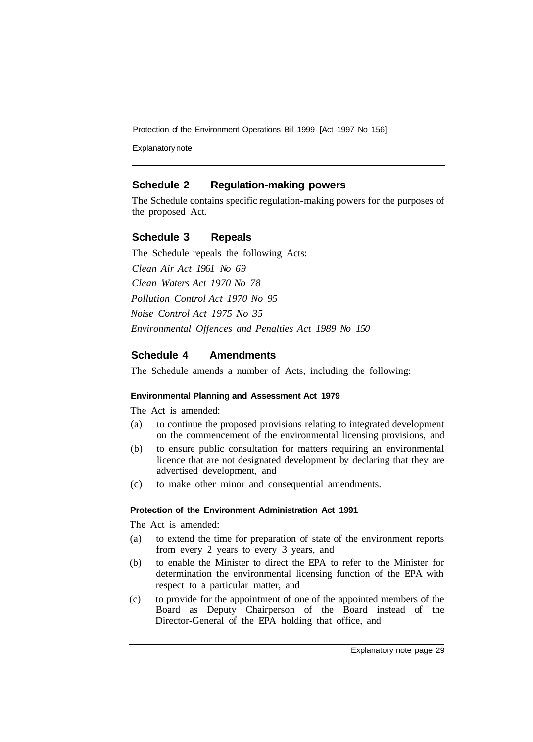## Schedule 2 Regulation-making powers

The Schedule contains specific regulation-making powers for the purposes of the proposed Act.

## Schedule 3 Repeals

The Schedule repeals the following Acts:

*Clean Air Act 1961 No 69*

*Clean Waters Act 1970 No 78*

*Pollution Control Act 1970 No 95*

*Noise Control Act 1975 No 35*

*Environmental Offences and Penalties Act 1989 No 150*

## Schedule 4 Amendments

The Schedule amends a number of Acts, including the following:

#### Environmental Planning and Assessment Act 1979

The Act is amended:

(a) to continue the proposed provisions relating to integrated development on the commencement of the environmental licensing provisions, and

(b) to ensure public consultation for matters requiring an environmental licence that are not designated development by declaring that they are advertised development, and

(c) to make other minor and consequential amendments.

#### Protection of the Environment Administration Act 1991

The Act is amended:

(a) to extend the time for preparation of state of the environment reports from every 2 years to every 3 years, and

(b) to enable the Minister to direct the EPA to refer to the Minister for determination the environmental licensing function of the EPA with respect to a particular matter, and

(c) to provide for the appointment of one of the appointed members of the Board as Deputy Chairperson of the Board instead of the Director-General of the EPA holding that office, and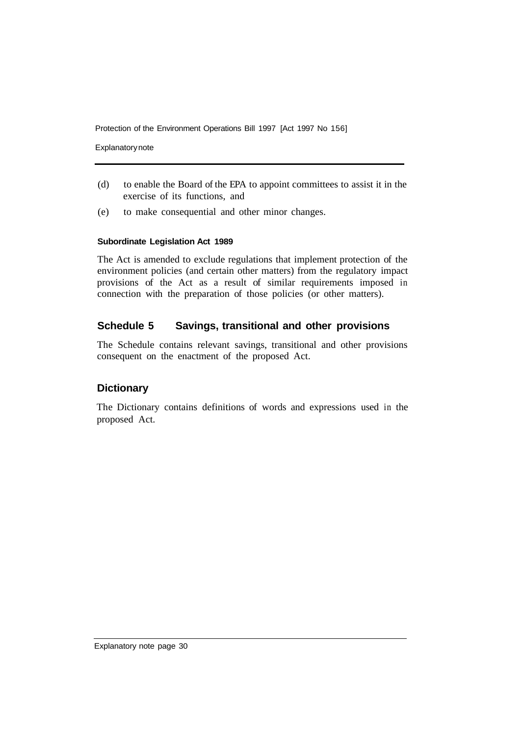(d) to enable the Board of the EPA to appoint committees to assist it in the exercise of its functions, and

(e) to make consequential and other minor changes.

**Subordinate Legislation Act 1989**

The Act is amended to exclude regulations that implement protection of the environment policies (and certain other matters) from the regulatory impact provisions of the Act as a result of similar requirements imposed in connection with the preparation of those policies (or other matters).

## Schedule 5 Savings, transitional and other provisions

The Schedule contains relevant savings, transitional and other provisions consequent on the enactment of the proposed Act.

## Dictionary

The Dictionary contains definitions of words and expressions used in the proposed Act.